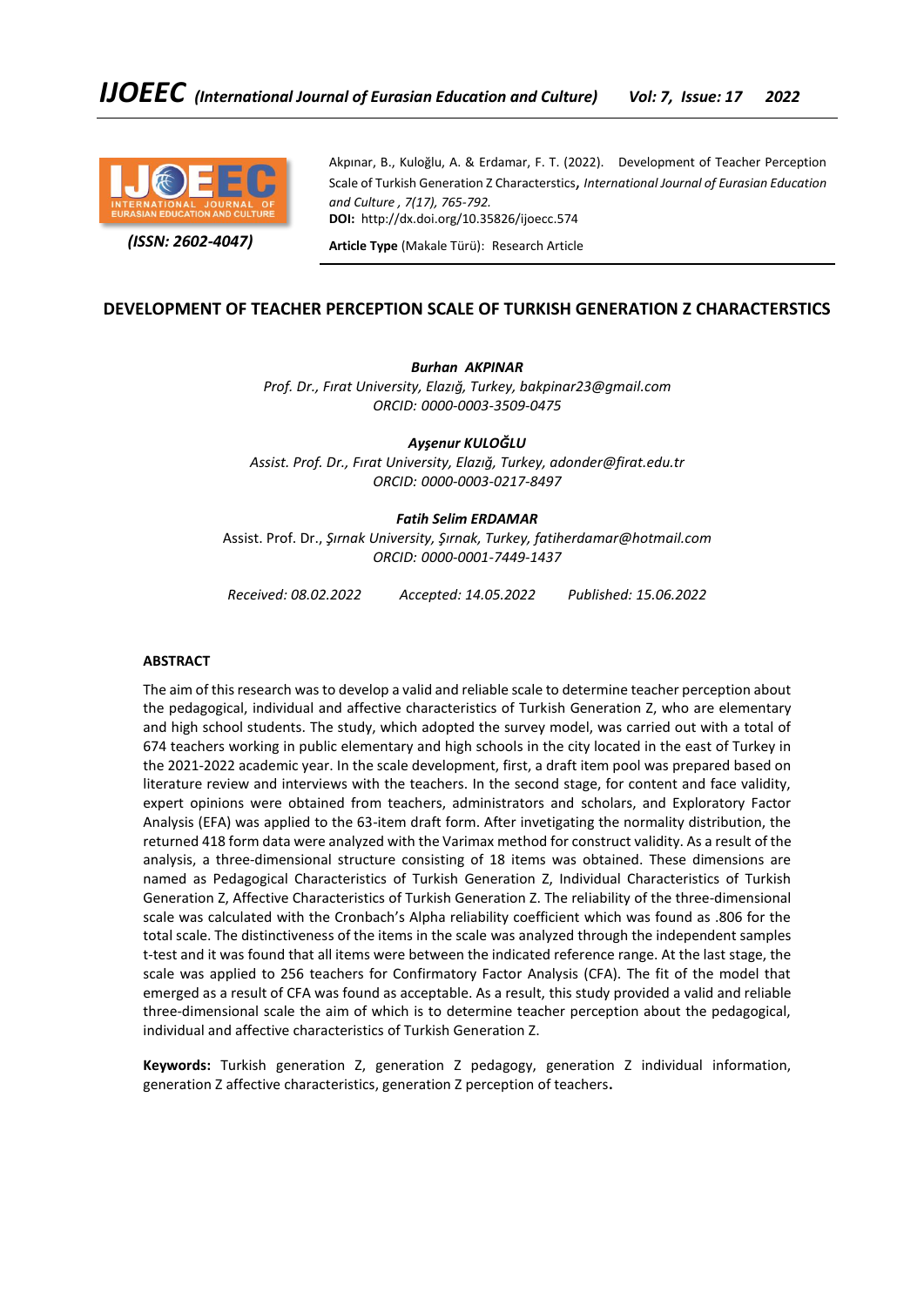(ISSN: 2602-4047)

Akpınar, B., Kuloğlu, A. & Erdamar, F. T. (2022). Development of Teacher Perception Scale of Turkish Generation Z Characterstics, *International Journal of Eurasian Education and Culture , 7(17), 765-792.*
**DOI:** http://dx.doi.org/10.35826/ijoecc.574

**Article Type** (Makale Türü): Research Article

# DEVELOPMENT OF TEACHER PERCEPTION SCALE OF TURKISH GENERATION Z CHARACTERSTICS

***Burhan AKPINAR***
*Prof. Dr., Fırat University, Elazığ, Turkey, bakpinar23@gmail.com*
*ORCID: 0000-0003-3509-0475*

***Ayşenur KULOĞLU***
*Assist. Prof. Dr., Fırat University, Elazığ, Turkey, adonder@firat.edu.tr*
*ORCID: 0000-0003-0217-8497*

***Fatih Selim ERDAMAR***
Assist. Prof. Dr., *Şırnak University, Şırnak, Turkey, fatiherdamar@hotmail.com*
*ORCID: 0000-0001-7449-1437*

*Received: 08.02.2022* *Accepted: 14.05.2022* *Published: 15.06.2022*

## ABSTRACT

The aim of this research was to develop a valid and reliable scale to determine teacher perception about the pedagogical, individual and affective characteristics of Turkish Generation Z, who are elementary and high school students. The study, which adopted the survey model, was carried out with a total of 674 teachers working in public elementary and high schools in the city located in the east of Turkey in the 2021-2022 academic year. In the scale development, first, a draft item pool was prepared based on literature review and interviews with the teachers. In the second stage, for content and face validity, expert opinions were obtained from teachers, administrators and scholars, and Exploratory Factor Analysis (EFA) was applied to the 63-item draft form. After invetigating the normality distribution, the returned 418 form data were analyzed with the Varimax method for construct validity. As a result of the analysis, a three-dimensional structure consisting of 18 items was obtained. These dimensions are named as Pedagogical Characteristics of Turkish Generation Z, Individual Characteristics of Turkish Generation Z, Affective Characteristics of Turkish Generation Z. The reliability of the three-dimensional scale was calculated with the Cronbach's Alpha reliability coefficient which was found as .806 for the total scale. The distinctiveness of the items in the scale was analyzed through the independent samples t-test and it was found that all items were between the indicated reference range. At the last stage, the scale was applied to 256 teachers for Confirmatory Factor Analysis (CFA). The fit of the model that emerged as a result of CFA was found as acceptable. As a result, this study provided a valid and reliable three-dimensional scale the aim of which is to determine teacher perception about the pedagogical, individual and affective characteristics of Turkish Generation Z.

**Keywords:** Turkish generation Z, generation Z pedagogy, generation Z individual information, generation Z affective characteristics, generation Z perception of teachers**.**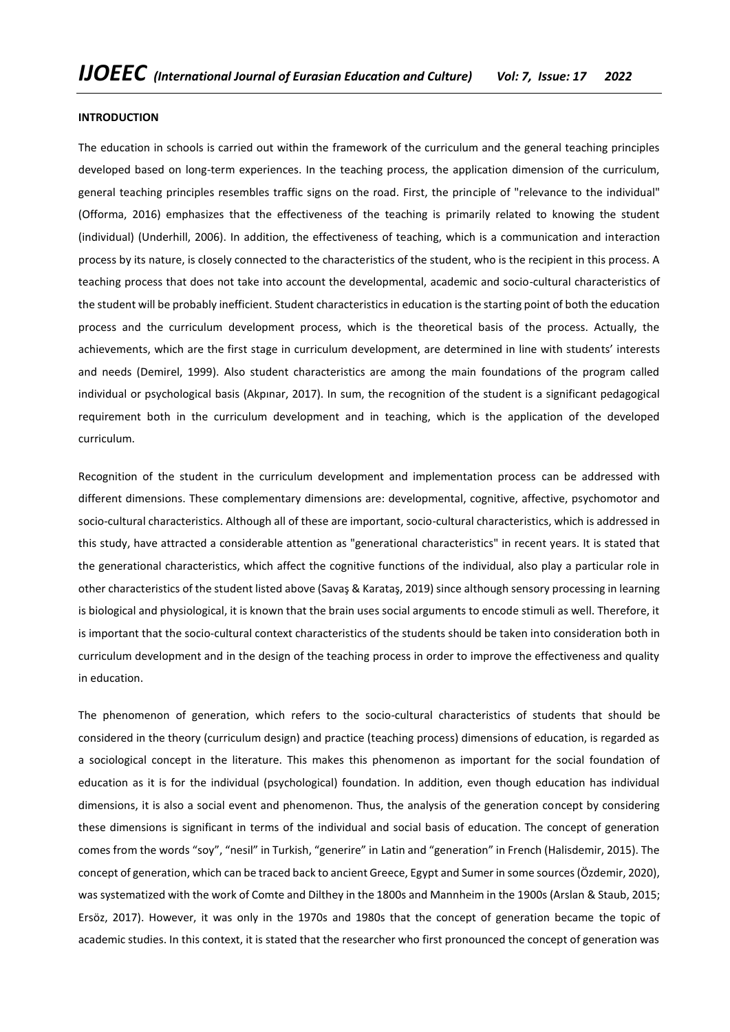**INTRODUCTION**

The education in schools is carried out within the framework of the curriculum and the general teaching principles developed based on long-term experiences. In the teaching process, the application dimension of the curriculum, general teaching principles resembles traffic signs on the road. First, the principle of "relevance to the individual" (Offorma, 2016) emphasizes that the effectiveness of the teaching is primarily related to knowing the student (individual) (Underhill, 2006). In addition, the effectiveness of teaching, which is a communication and interaction process by its nature, is closely connected to the characteristics of the student, who is the recipient in this process. A teaching process that does not take into account the developmental, academic and socio-cultural characteristics of the student will be probably inefficient. Student characteristics in education is the starting point of both the education process and the curriculum development process, which is the theoretical basis of the process. Actually, the achievements, which are the first stage in curriculum development, are determined in line with students' interests and needs (Demirel, 1999). Also student characteristics are among the main foundations of the program called individual or psychological basis (Akpınar, 2017). In sum, the recognition of the student is a significant pedagogical requirement both in the curriculum development and in teaching, which is the application of the developed curriculum.

Recognition of the student in the curriculum development and implementation process can be addressed with different dimensions. These complementary dimensions are: developmental, cognitive, affective, psychomotor and socio-cultural characteristics. Although all of these are important, socio-cultural characteristics, which is addressed in this study, have attracted a considerable attention as "generational characteristics" in recent years. It is stated that the generational characteristics, which affect the cognitive functions of the individual, also play a particular role in other characteristics of the student listed above (Savaş & Karataş, 2019) since although sensory processing in learning is biological and physiological, it is known that the brain uses social arguments to encode stimuli as well. Therefore, it is important that the socio-cultural context characteristics of the students should be taken into consideration both in curriculum development and in the design of the teaching process in order to improve the effectiveness and quality in education.

The phenomenon of generation, which refers to the socio-cultural characteristics of students that should be considered in the theory (curriculum design) and practice (teaching process) dimensions of education, is regarded as a sociological concept in the literature. This makes this phenomenon as important for the social foundation of education as it is for the individual (psychological) foundation. In addition, even though education has individual dimensions, it is also a social event and phenomenon. Thus, the analysis of the generation concept by considering these dimensions is significant in terms of the individual and social basis of education. The concept of generation comes from the words "soy", "nesil" in Turkish, "generire" in Latin and "generation" in French (Halisdemir, 2015). The concept of generation, which can be traced back to ancient Greece, Egypt and Sumer in some sources (Özdemir, 2020), was systematized with the work of Comte and Dilthey in the 1800s and Mannheim in the 1900s (Arslan & Staub, 2015; Ersöz, 2017). However, it was only in the 1970s and 1980s that the concept of generation became the topic of academic studies. In this context, it is stated that the researcher who first pronounced the concept of generation was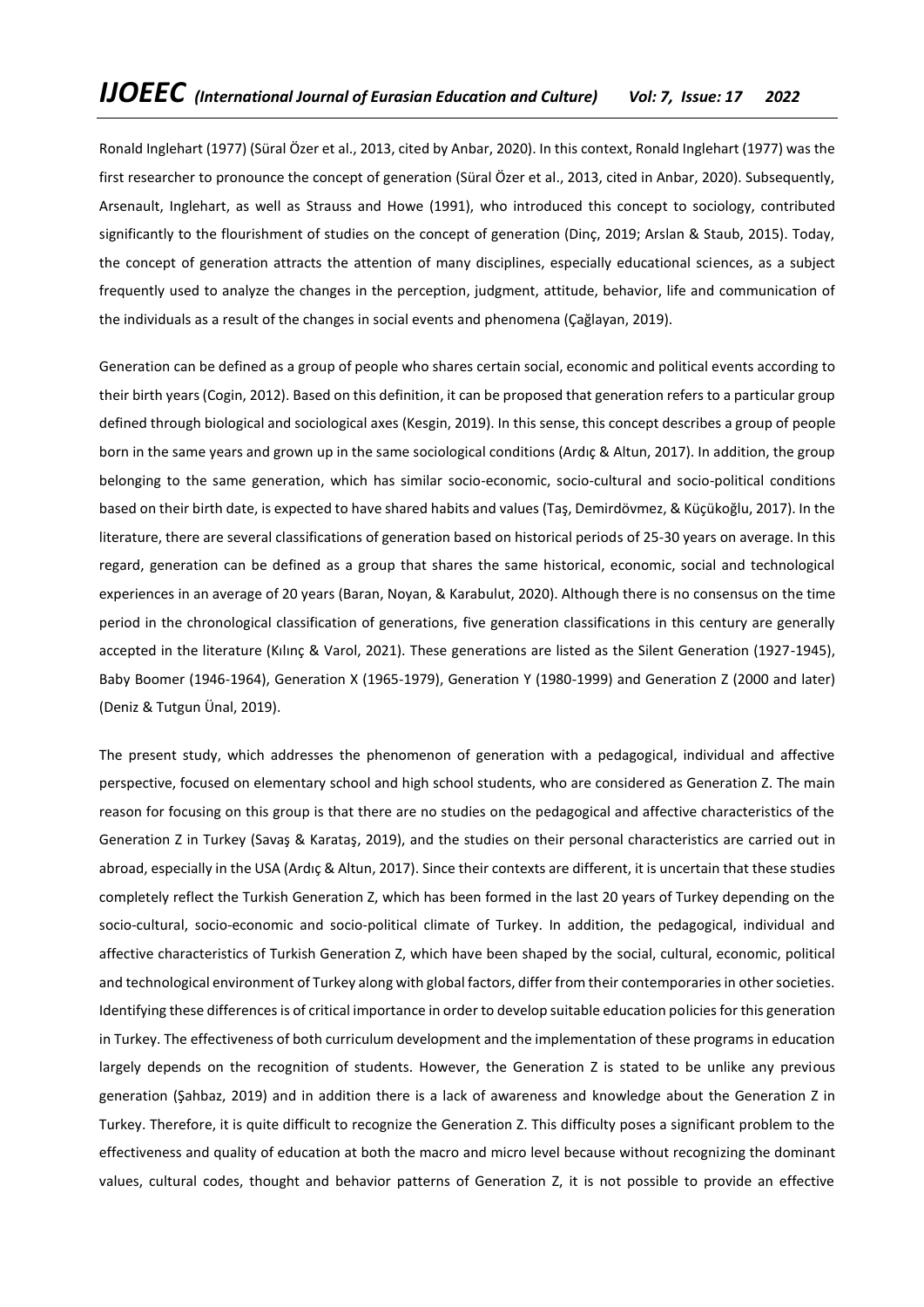Ronald Inglehart (1977) (Süral Özer et al., 2013, cited by Anbar, 2020). In this context, Ronald Inglehart (1977) was the first researcher to pronounce the concept of generation (Süral Özer et al., 2013, cited in Anbar, 2020). Subsequently, Arsenault, Inglehart, as well as Strauss and Howe (1991), who introduced this concept to sociology, contributed significantly to the flourishment of studies on the concept of generation (Dinç, 2019; Arslan & Staub, 2015). Today, the concept of generation attracts the attention of many disciplines, especially educational sciences, as a subject frequently used to analyze the changes in the perception, judgment, attitude, behavior, life and communication of the individuals as a result of the changes in social events and phenomena (Çağlayan, 2019).

Generation can be defined as a group of people who shares certain social, economic and political events according to their birth years (Cogin, 2012). Based on this definition, it can be proposed that generation refers to a particular group defined through biological and sociological axes (Kesgin, 2019). In this sense, this concept describes a group of people born in the same years and grown up in the same sociological conditions (Ardıç & Altun, 2017). In addition, the group belonging to the same generation, which has similar socio-economic, socio-cultural and socio-political conditions based on their birth date, is expected to have shared habits and values (Taş, Demirdövmez, & Küçükoğlu, 2017). In the literature, there are several classifications of generation based on historical periods of 25-30 years on average. In this regard, generation can be defined as a group that shares the same historical, economic, social and technological experiences in an average of 20 years (Baran, Noyan, & Karabulut, 2020). Although there is no consensus on the time period in the chronological classification of generations, five generation classifications in this century are generally accepted in the literature (Kılınç & Varol, 2021). These generations are listed as the Silent Generation (1927-1945), Baby Boomer (1946-1964), Generation X (1965-1979), Generation Y (1980-1999) and Generation Z (2000 and later) (Deniz & Tutgun Ünal, 2019).

The present study, which addresses the phenomenon of generation with a pedagogical, individual and affective perspective, focused on elementary school and high school students, who are considered as Generation Z. The main reason for focusing on this group is that there are no studies on the pedagogical and affective characteristics of the Generation Z in Turkey (Savaş & Karataş, 2019), and the studies on their personal characteristics are carried out in abroad, especially in the USA (Ardıç & Altun, 2017). Since their contexts are different, it is uncertain that these studies completely reflect the Turkish Generation Z, which has been formed in the last 20 years of Turkey depending on the socio-cultural, socio-economic and socio-political climate of Turkey. In addition, the pedagogical, individual and affective characteristics of Turkish Generation Z, which have been shaped by the social, cultural, economic, political and technological environment of Turkey along with global factors, differ from their contemporaries in other societies. Identifying these differences is of critical importance in order to develop suitable education policies for this generation in Turkey. The effectiveness of both curriculum development and the implementation of these programs in education largely depends on the recognition of students. However, the Generation Z is stated to be unlike any previous generation (Şahbaz, 2019) and in addition there is a lack of awareness and knowledge about the Generation Z in Turkey. Therefore, it is quite difficult to recognize the Generation Z. This difficulty poses a significant problem to the effectiveness and quality of education at both the macro and micro level because without recognizing the dominant values, cultural codes, thought and behavior patterns of Generation Z, it is not possible to provide an effective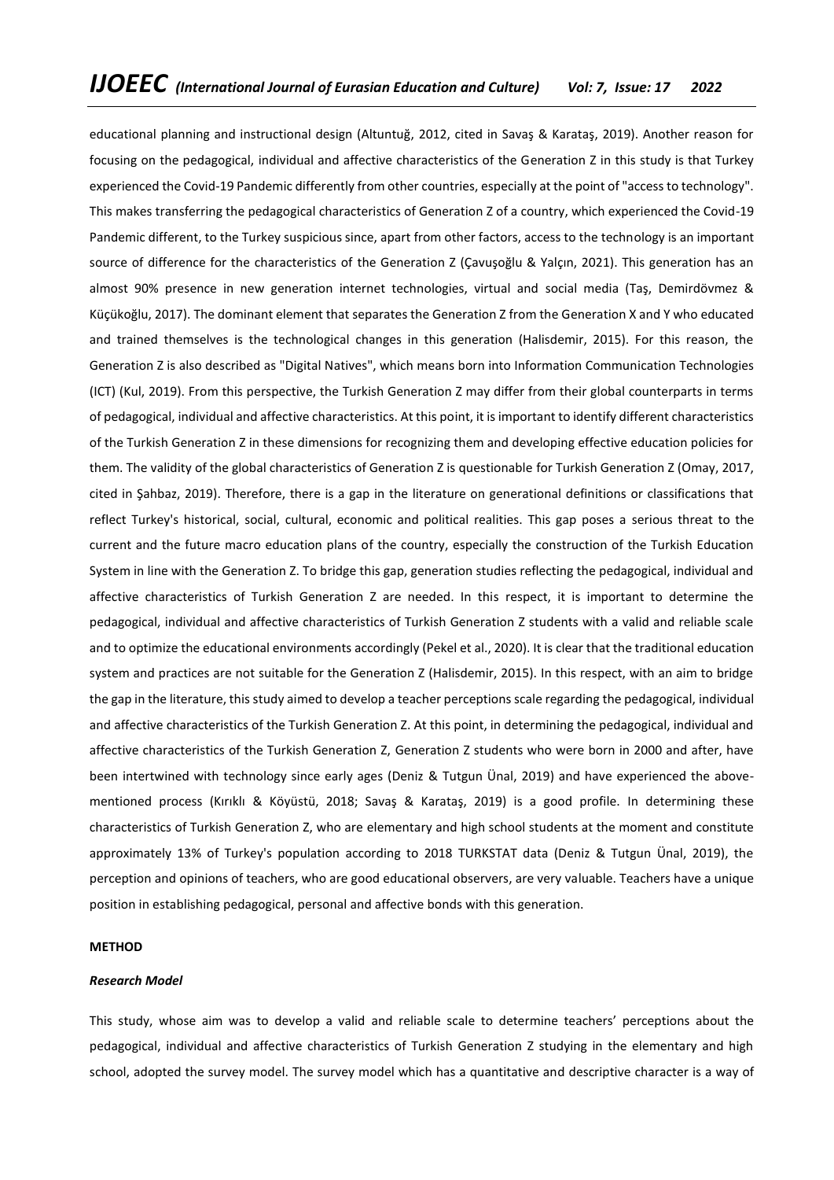educational planning and instructional design (Altuntuğ, 2012, cited in Savaş & Karataş, 2019). Another reason for focusing on the pedagogical, individual and affective characteristics of the Generation Z in this study is that Turkey experienced the Covid-19 Pandemic differently from other countries, especially at the point of "access to technology". This makes transferring the pedagogical characteristics of Generation Z of a country, which experienced the Covid-19 Pandemic different, to the Turkey suspicious since, apart from other factors, access to the technology is an important source of difference for the characteristics of the Generation Z (Çavuşoğlu & Yalçın, 2021). This generation has an almost 90% presence in new generation internet technologies, virtual and social media (Taş, Demirdövmez & Küçükoğlu, 2017). The dominant element that separates the Generation Z from the Generation X and Y who educated and trained themselves is the technological changes in this generation (Halisdemir, 2015). For this reason, the Generation Z is also described as "Digital Natives", which means born into Information Communication Technologies (ICT) (Kul, 2019). From this perspective, the Turkish Generation Z may differ from their global counterparts in terms of pedagogical, individual and affective characteristics. At this point, it is important to identify different characteristics of the Turkish Generation Z in these dimensions for recognizing them and developing effective education policies for them. The validity of the global characteristics of Generation Z is questionable for Turkish Generation Z (Omay, 2017, cited in Şahbaz, 2019). Therefore, there is a gap in the literature on generational definitions or classifications that reflect Turkey's historical, social, cultural, economic and political realities. This gap poses a serious threat to the current and the future macro education plans of the country, especially the construction of the Turkish Education System in line with the Generation Z. To bridge this gap, generation studies reflecting the pedagogical, individual and affective characteristics of Turkish Generation Z are needed. In this respect, it is important to determine the pedagogical, individual and affective characteristics of Turkish Generation Z students with a valid and reliable scale and to optimize the educational environments accordingly (Pekel et al., 2020). It is clear that the traditional education system and practices are not suitable for the Generation Z (Halisdemir, 2015). In this respect, with an aim to bridge the gap in the literature, this study aimed to develop a teacher perceptions scale regarding the pedagogical, individual and affective characteristics of the Turkish Generation Z. At this point, in determining the pedagogical, individual and affective characteristics of the Turkish Generation Z, Generation Z students who were born in 2000 and after, have been intertwined with technology since early ages (Deniz & Tutgun Ünal, 2019) and have experienced the above-mentioned process (Kırıklı & Köyüstü, 2018; Savaş & Karataş, 2019) is a good profile. In determining these characteristics of Turkish Generation Z, who are elementary and high school students at the moment and constitute approximately 13% of Turkey's population according to 2018 TURKSTAT data (Deniz & Tutgun Ünal, 2019), the perception and opinions of teachers, who are good educational observers, are very valuable. Teachers have a unique position in establishing pedagogical, personal and affective bonds with this generation.

## METHOD

### *Research Model*

This study, whose aim was to develop a valid and reliable scale to determine teachers' perceptions about the pedagogical, individual and affective characteristics of Turkish Generation Z studying in the elementary and high school, adopted the survey model. The survey model which has a quantitative and descriptive character is a way of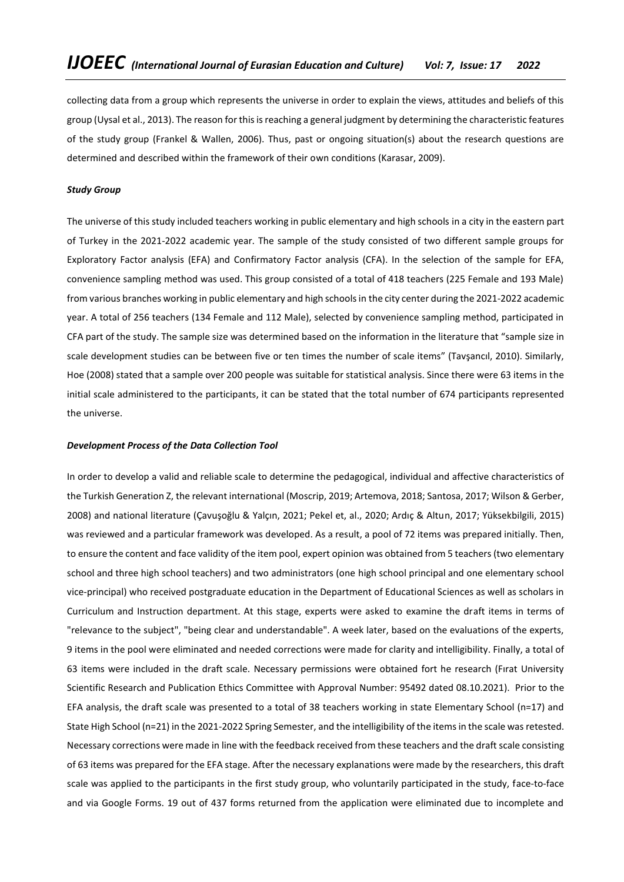collecting data from a group which represents the universe in order to explain the views, attitudes and beliefs of this group (Uysal et al., 2013). The reason for this is reaching a general judgment by determining the characteristic features of the study group (Frankel & Wallen, 2006). Thus, past or ongoing situation(s) about the research questions are determined and described within the framework of their own conditions (Karasar, 2009).

***Study Group***

The universe of this study included teachers working in public elementary and high schools in a city in the eastern part of Turkey in the 2021-2022 academic year. The sample of the study consisted of two different sample groups for Exploratory Factor analysis (EFA) and Confirmatory Factor analysis (CFA). In the selection of the sample for EFA, convenience sampling method was used. This group consisted of a total of 418 teachers (225 Female and 193 Male) from various branches working in public elementary and high schools in the city center during the 2021-2022 academic year. A total of 256 teachers (134 Female and 112 Male), selected by convenience sampling method, participated in CFA part of the study. The sample size was determined based on the information in the literature that "sample size in scale development studies can be between five or ten times the number of scale items" (Tavşancıl, 2010). Similarly, Hoe (2008) stated that a sample over 200 people was suitable for statistical analysis. Since there were 63 items in the initial scale administered to the participants, it can be stated that the total number of 674 participants represented the universe.

***Development Process of the Data Collection Tool***

In order to develop a valid and reliable scale to determine the pedagogical, individual and affective characteristics of the Turkish Generation Z, the relevant international (Moscrip, 2019; Artemova, 2018; Santosa, 2017; Wilson & Gerber, 2008) and national literature (Çavuşoğlu & Yalçın, 2021; Pekel et, al., 2020; Ardıç & Altun, 2017; Yüksekbilgili, 2015) was reviewed and a particular framework was developed. As a result, a pool of 72 items was prepared initially. Then, to ensure the content and face validity of the item pool, expert opinion was obtained from 5 teachers (two elementary school and three high school teachers) and two administrators (one high school principal and one elementary school vice-principal) who received postgraduate education in the Department of Educational Sciences as well as scholars in Curriculum and Instruction department. At this stage, experts were asked to examine the draft items in terms of "relevance to the subject", "being clear and understandable". A week later, based on the evaluations of the experts, 9 items in the pool were eliminated and needed corrections were made for clarity and intelligibility. Finally, a total of 63 items were included in the draft scale. Necessary permissions were obtained fort he research (Fırat University Scientific Research and Publication Ethics Committee with Approval Number: 95492 dated 08.10.2021). Prior to the EFA analysis, the draft scale was presented to a total of 38 teachers working in state Elementary School (n=17) and State High School (n=21) in the 2021-2022 Spring Semester, and the intelligibility of the items in the scale was retested. Necessary corrections were made in line with the feedback received from these teachers and the draft scale consisting of 63 items was prepared for the EFA stage. After the necessary explanations were made by the researchers, this draft scale was applied to the participants in the first study group, who voluntarily participated in the study, face-to-face and via Google Forms. 19 out of 437 forms returned from the application were eliminated due to incomplete and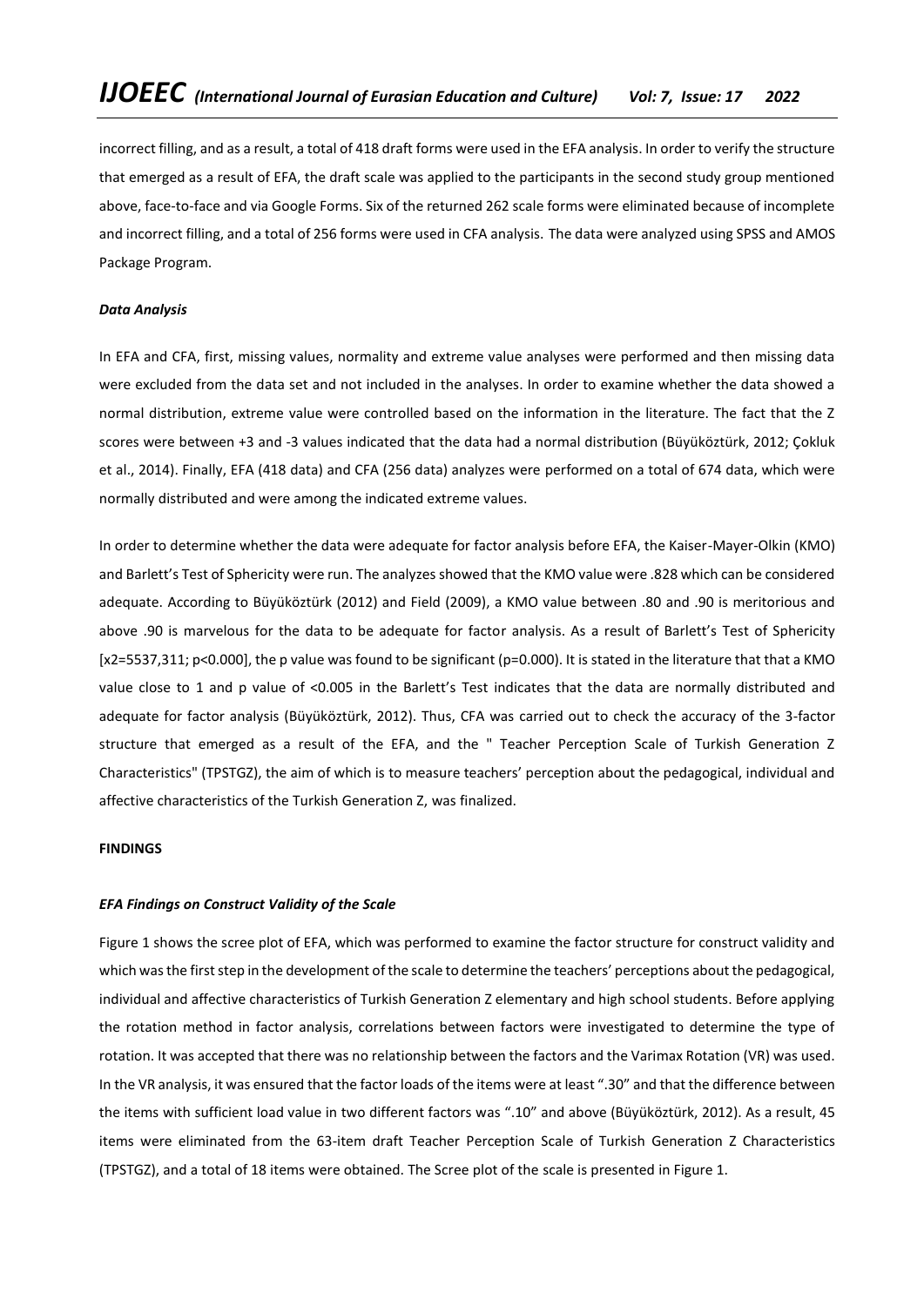incorrect filling, and as a result, a total of 418 draft forms were used in the EFA analysis. In order to verify the structure that emerged as a result of EFA, the draft scale was applied to the participants in the second study group mentioned above, face-to-face and via Google Forms. Six of the returned 262 scale forms were eliminated because of incomplete and incorrect filling, and a total of 256 forms were used in CFA analysis. The data were analyzed using SPSS and AMOS Package Program.

***Data Analysis***

In EFA and CFA, first, missing values, normality and extreme value analyses were performed and then missing data were excluded from the data set and not included in the analyses. In order to examine whether the data showed a normal distribution, extreme value were controlled based on the information in the literature. The fact that the Z scores were between +3 and -3 values indicated that the data had a normal distribution (Büyüköztürk, 2012; Çokluk et al., 2014). Finally, EFA (418 data) and CFA (256 data) analyzes were performed on a total of 674 data, which were normally distributed and were among the indicated extreme values.

In order to determine whether the data were adequate for factor analysis before EFA, the Kaiser-Mayer-Olkin (KMO) and Barlett's Test of Sphericity were run. The analyzes showed that the KMO value were .828 which can be considered adequate. According to Büyüköztürk (2012) and Field (2009), a KMO value between .80 and .90 is meritorious and above .90 is marvelous for the data to be adequate for factor analysis. As a result of Barlett's Test of Sphericity [$x2=5537,311$; $p<0.000$], the p value was found to be significant ($p=0.000$). It is stated in the literature that that a KMO value close to 1 and p value of $<0.005$ in the Barlett's Test indicates that the data are normally distributed and adequate for factor analysis (Büyüköztürk, 2012). Thus, CFA was carried out to check the accuracy of the 3-factor structure that emerged as a result of the EFA, and the " Teacher Perception Scale of Turkish Generation Z Characteristics" (TPSTGZ), the aim of which is to measure teachers' perception about the pedagogical, individual and affective characteristics of the Turkish Generation Z, was finalized.

**FINDINGS**

***EFA Findings on Construct Validity of the Scale***

Figure 1 shows the scree plot of EFA, which was performed to examine the factor structure for construct validity and which was the first step in the development of the scale to determine the teachers' perceptions about the pedagogical, individual and affective characteristics of Turkish Generation Z elementary and high school students. Before applying the rotation method in factor analysis, correlations between factors were investigated to determine the type of rotation. It was accepted that there was no relationship between the factors and the Varimax Rotation (VR) was used. In the VR analysis, it was ensured that the factor loads of the items were at least ".30" and that the difference between the items with sufficient load value in two different factors was ".10" and above (Büyüköztürk, 2012). As a result, 45 items were eliminated from the 63-item draft Teacher Perception Scale of Turkish Generation Z Characteristics (TPSTGZ), and a total of 18 items were obtained. The Scree plot of the scale is presented in Figure 1.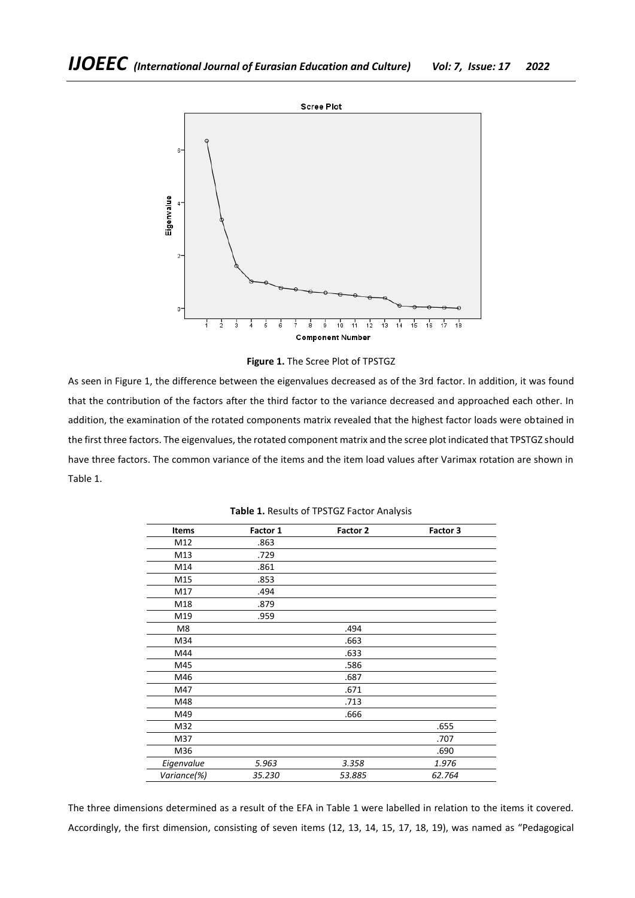**Figure 1.** The Scree Plot of TPSTGZ

As seen in Figure 1, the difference between the eigenvalues decreased as of the 3rd factor. In addition, it was found that the contribution of the factors after the third factor to the variance decreased and approached each other. In addition, the examination of the rotated components matrix revealed that the highest factor loads were obtained in the first three factors. The eigenvalues, the rotated component matrix and the scree plot indicated that TPSTGZ should have three factors. The common variance of the items and the item load values after Varimax rotation are shown in Table 1.

**Table 1.** Results of TPSTGZ Factor Analysis

| Items | Factor 1 | Factor 2 | Factor 3 |
|---|---|---|---|
| M12 | .863 | | |
| M13 | .729 | | |
| M14 | .861 | | |
| M15 | .853 | | |
| M17 | .494 | | |
| M18 | .879 | | |
| M19 | .959 | | |
| M8 | | .494 | |
| M34 | | .663 | |
| M44 | | .633 | |
| M45 | | .586 | |
| M46 | | .687 | |
| M47 | | .671 | |
| M48 | | .713 | |
| M49 | | .666 | |
| M32 | | | .655 |
| M37 | | | .707 |
| M36 | | | .690 |
| *Eigenvalue* | *5.963* | *3.358* | *1.976* |
| *Variance(%)* | *35.230* | *53.885* | *62.764* |

The three dimensions determined as a result of the EFA in Table 1 were labelled in relation to the items it covered. Accordingly, the first dimension, consisting of seven items (12, 13, 14, 15, 17, 18, 19), was named as "Pedagogical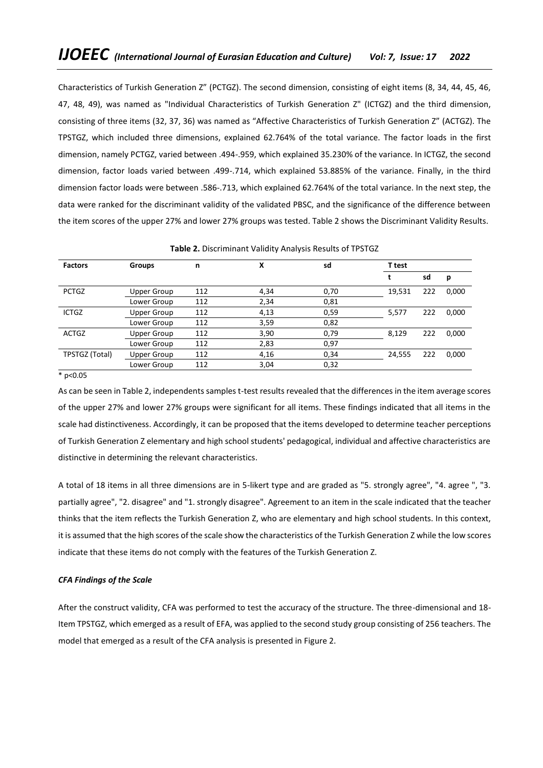Characteristics of Turkish Generation Z" (PCTGZ). The second dimension, consisting of eight items (8, 34, 44, 45, 46, 47, 48, 49), was named as "Individual Characteristics of Turkish Generation Z" (ICTGZ) and the third dimension, consisting of three items (32, 37, 36) was named as "Affective Characteristics of Turkish Generation Z" (ACTGZ). The TPSTGZ, which included three dimensions, explained 62.764% of the total variance. The factor loads in the first dimension, namely PCTGZ, varied between .494-.959, which explained 35.230% of the variance. In ICTGZ, the second dimension, factor loads varied between .499-.714, which explained 53.885% of the variance. Finally, in the third dimension factor loads were between .586-.713, which explained 62.764% of the total variance. In the next step, the data were ranked for the discriminant validity of the validated PBSC, and the significance of the difference between the item scores of the upper 27% and lower 27% groups was tested. Table 2 shows the Discriminant Validity Results.

**Table 2.** Discriminant Validity Analysis Results of TPSTGZ

| Factors | Groups | n | X | sd | T test | | |
|---|---|---|---|---|---|---|---|
| | | | | | t | sd | p |
| PCTGZ | Upper Group | 112 | 4,34 | 0,70 | 19,531 | 222 | 0,000 |
| | Lower Group | 112 | 2,34 | 0,81 | | | |
| ICTGZ | Upper Group | 112 | 4,13 | 0,59 | 5,577 | 222 | 0,000 |
| | Lower Group | 112 | 3,59 | 0,82 | | | |
| ACTGZ | Upper Group | 112 | 3,90 | 0,79 | 8,129 | 222 | 0,000 |
| | Lower Group | 112 | 2,83 | 0,97 | | | |
| TPSTGZ (Total) | Upper Group | 112 | 4,16 | 0,34 | 24,555 | 222 | 0,000 |
| | Lower Group | 112 | 3,04 | 0,32 | | | |

* $p<0.05$

As can be seen in Table 2, independents samples t-test results revealed that the differences in the item average scores of the upper 27% and lower 27% groups were significant for all items. These findings indicated that all items in the scale had distinctiveness. Accordingly, it can be proposed that the items developed to determine teacher perceptions of Turkish Generation Z elementary and high school students' pedagogical, individual and affective characteristics are distinctive in determining the relevant characteristics.

A total of 18 items in all three dimensions are in 5-likert type and are graded as "5. strongly agree", "4. agree ", "3. partially agree", "2. disagree" and "1. strongly disagree". Agreement to an item in the scale indicated that the teacher thinks that the item reflects the Turkish Generation Z, who are elementary and high school students. In this context, it is assumed that the high scores of the scale show the characteristics of the Turkish Generation Z while the low scores indicate that these items do not comply with the features of the Turkish Generation Z.

***CFA Findings of the Scale***

After the construct validity, CFA was performed to test the accuracy of the structure. The three-dimensional and 18-Item TPSTGZ, which emerged as a result of EFA, was applied to the second study group consisting of 256 teachers. The model that emerged as a result of the CFA analysis is presented in Figure 2.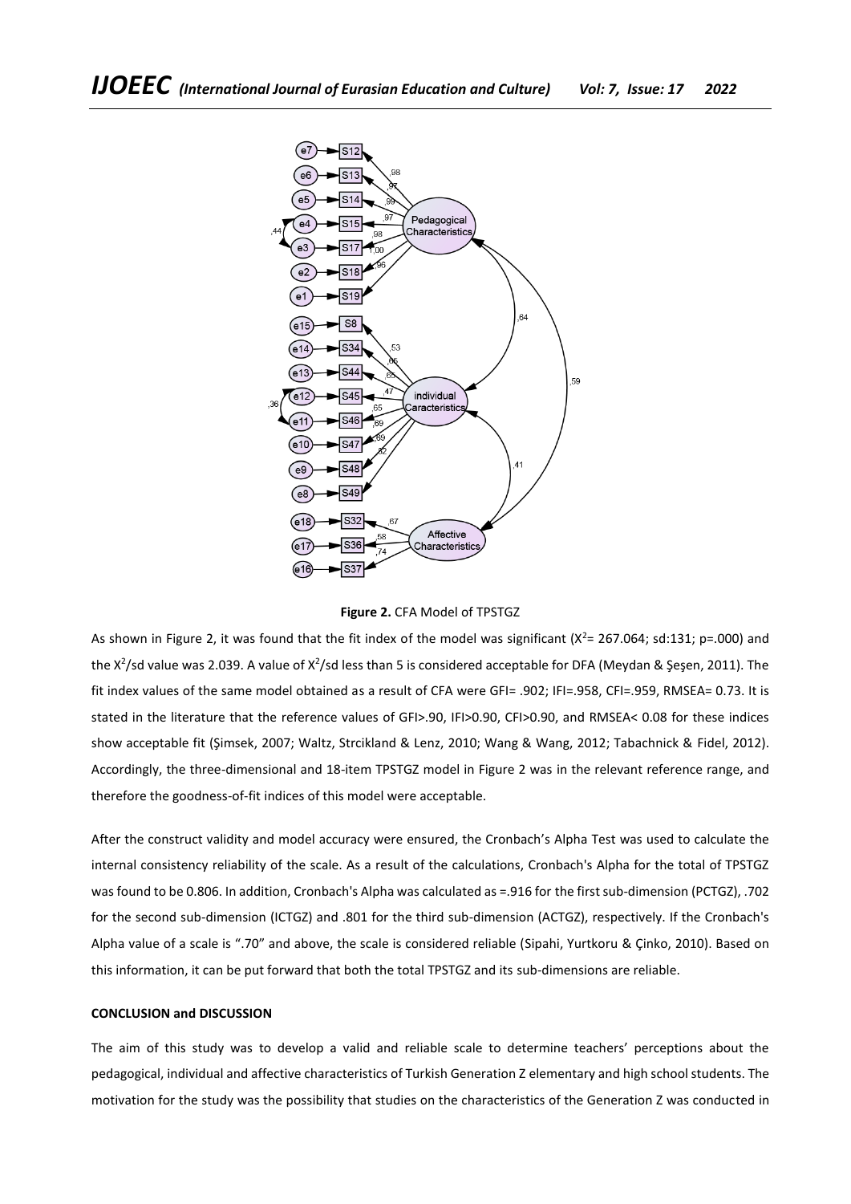**Figure 2.** CFA Model of TPSTGZ

As shown in Figure 2, it was found that the fit index of the model was significant ($X^2$= 267.064; sd:131; p=.000) and the $X^2$/sd value was 2.039. A value of $X^2$/sd less than 5 is considered acceptable for DFA (Meydan & Şeşen, 2011). The fit index values of the same model obtained as a result of CFA were GFI= .902; IFI=.958, CFI=.959, RMSEA= 0.73. It is stated in the literature that the reference values of GFI>.90, IFI>0.90, CFI>0.90, and RMSEA< 0.08 for these indices show acceptable fit (Şimsek, 2007; Waltz, Strcikland & Lenz, 2010; Wang & Wang, 2012; Tabachnick & Fidel, 2012). Accordingly, the three-dimensional and 18-item TPSTGZ model in Figure 2 was in the relevant reference range, and therefore the goodness-of-fit indices of this model were acceptable.

After the construct validity and model accuracy were ensured, the Cronbach's Alpha Test was used to calculate the internal consistency reliability of the scale. As a result of the calculations, Cronbach's Alpha for the total of TPSTGZ was found to be 0.806. In addition, Cronbach's Alpha was calculated as =.916 for the first sub-dimension (PCTGZ), .702 for the second sub-dimension (ICTGZ) and .801 for the third sub-dimension (ACTGZ), respectively. If the Cronbach's Alpha value of a scale is ".70" and above, the scale is considered reliable (Sipahi, Yurtkoru & Çinko, 2010). Based on this information, it can be put forward that both the total TPSTGZ and its sub-dimensions are reliable.

## CONCLUSION and DISCUSSION

The aim of this study was to develop a valid and reliable scale to determine teachers' perceptions about the pedagogical, individual and affective characteristics of Turkish Generation Z elementary and high school students. The motivation for the study was the possibility that studies on the characteristics of the Generation Z was conducted in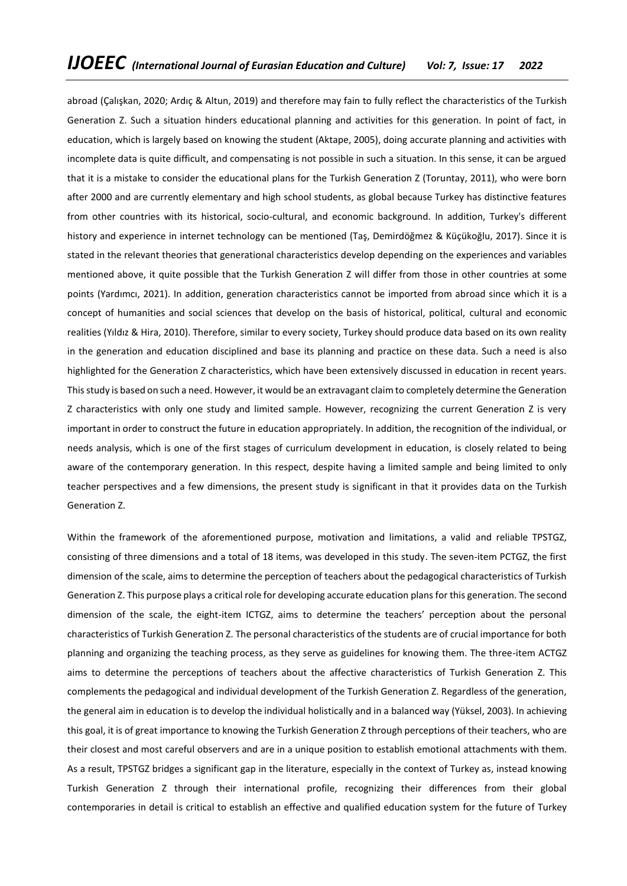abroad (Çalışkan, 2020; Ardıç & Altun, 2019) and therefore may fain to fully reflect the characteristics of the Turkish Generation Z. Such a situation hinders educational planning and activities for this generation. In point of fact, in education, which is largely based on knowing the student (Aktape, 2005), doing accurate planning and activities with incomplete data is quite difficult, and compensating is not possible in such a situation. In this sense, it can be argued that it is a mistake to consider the educational plans for the Turkish Generation Z (Toruntay, 2011), who were born after 2000 and are currently elementary and high school students, as global because Turkey has distinctive features from other countries with its historical, socio-cultural, and economic background. In addition, Turkey's different history and experience in internet technology can be mentioned (Taş, Demirdöğmez & Küçükoğlu, 2017). Since it is stated in the relevant theories that generational characteristics develop depending on the experiences and variables mentioned above, it quite possible that the Turkish Generation Z will differ from those in other countries at some points (Yardımcı, 2021). In addition, generation characteristics cannot be imported from abroad since which it is a concept of humanities and social sciences that develop on the basis of historical, political, cultural and economic realities (Yıldız & Hira, 2010). Therefore, similar to every society, Turkey should produce data based on its own reality in the generation and education disciplined and base its planning and practice on these data. Such a need is also highlighted for the Generation Z characteristics, which have been extensively discussed in education in recent years. This study is based on such a need. However, it would be an extravagant claim to completely determine the Generation Z characteristics with only one study and limited sample. However, recognizing the current Generation Z is very important in order to construct the future in education appropriately. In addition, the recognition of the individual, or needs analysis, which is one of the first stages of curriculum development in education, is closely related to being aware of the contemporary generation. In this respect, despite having a limited sample and being limited to only teacher perspectives and a few dimensions, the present study is significant in that it provides data on the Turkish Generation Z.

Within the framework of the aforementioned purpose, motivation and limitations, a valid and reliable TPSTGZ, consisting of three dimensions and a total of 18 items, was developed in this study. The seven-item PCTGZ, the first dimension of the scale, aims to determine the perception of teachers about the pedagogical characteristics of Turkish Generation Z. This purpose plays a critical role for developing accurate education plans for this generation. The second dimension of the scale, the eight-item ICTGZ, aims to determine the teachers' perception about the personal characteristics of Turkish Generation Z. The personal characteristics of the students are of crucial importance for both planning and organizing the teaching process, as they serve as guidelines for knowing them. The three-item ACTGZ aims to determine the perceptions of teachers about the affective characteristics of Turkish Generation Z. This complements the pedagogical and individual development of the Turkish Generation Z. Regardless of the generation, the general aim in education is to develop the individual holistically and in a balanced way (Yüksel, 2003). In achieving this goal, it is of great importance to knowing the Turkish Generation Z through perceptions of their teachers, who are their closest and most careful observers and are in a unique position to establish emotional attachments with them. As a result, TPSTGZ bridges a significant gap in the literature, especially in the context of Turkey as, instead knowing Turkish Generation Z through their international profile, recognizing their differences from their global contemporaries in detail is critical to establish an effective and qualified education system for the future of Turkey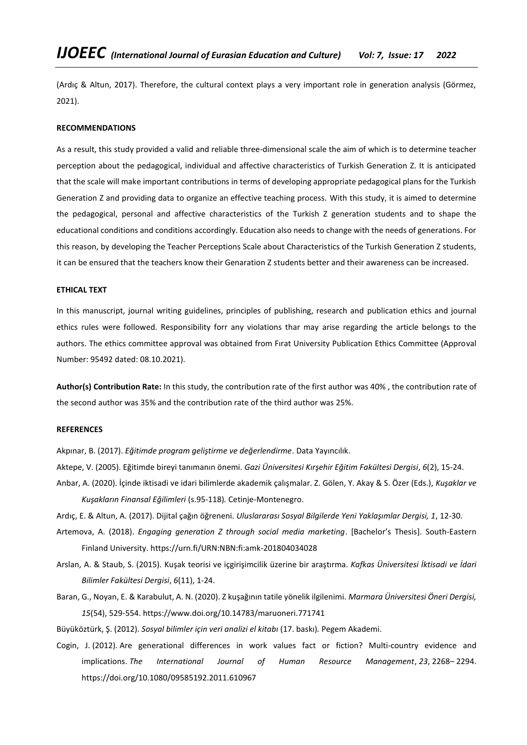(Ardıç & Altun, 2017). Therefore, the cultural context plays a very important role in generation analysis (Görmez, 2021).

## RECOMMENDATIONS

As a result, this study provided a valid and reliable three-dimensional scale the aim of which is to determine teacher perception about the pedagogical, individual and affective characteristics of Turkish Generation Z. It is anticipated that the scale will make important contributions in terms of developing appropriate pedagogical plans for the Turkish Generation Z and providing data to organize an effective teaching process. With this study, it is aimed to determine the pedagogical, personal and affective characteristics of the Turkish Z generation students and to shape the educational conditions and conditions accordingly. Education also needs to change with the needs of generations. For this reason, by developing the Teacher Perceptions Scale about Characteristics of the Turkish Generation Z students, it can be ensured that the teachers know their Genaration Z students better and their awareness can be increased.

## ETHICAL TEXT

In this manuscript, journal writing guidelines, principles of publishing, research and publication ethics and journal ethics rules were followed. Responsibility forr any violations thar may arise regarding the article belongs to the authors. The ethics committee approval was obtained from Fırat University Publication Ethics Committee (Approval Number: 95492 dated: 08.10.2021).

**Author(s) Contribution Rate:** In this study, the contribution rate of the first author was 40% , the contribution rate of the second author was 35% and the contribution rate of the third author was 25%.

## REFERENCES

Akpınar, B. (2017). *Eğitimde program geliştirme ve değerlendirme*. Data Yayıncılık.

Aktepe, V. (2005). Eğitimde bireyi tanımanın önemi. *Gazi Üniversitesi Kırşehir Eğitim Fakültesi Dergisi*, *6*(2), 15-24.

Anbar, A. (2020). İçinde iktisadi ve idari bilimlerde akademik çalışmalar. Z. Gölen, Y. Akay & S. Özer (Eds.), *Kuşaklar ve Kuşakların Finansal Eğilimleri* (s.95-118)*.* Cetinje-Montenegro.

Ardıç, E. & Altun, A. (2017). Dijital çağın öğreneni. *Uluslararası Sosyal Bilgilerde Yeni Yaklaşımlar Dergisi, 1*, 12-30.

Artemova, A. (2018). *Engaging generation Z through social media marketing*. [Bachelor's Thesis]. South-Eastern Finland University. https://urn.fi/URN:NBN:fi:amk-201804034028

Arslan, A. & Staub, S. (2015). Kuşak teorisi ve içgirişimcilik üzerine bir araştırma. *Kafkas Üniversitesi İktisadi ve İdari Bilimler Fakültesi Dergisi*, *6*(11), 1-24.

Baran, G., Noyan, E. & Karabulut, A. N. (2020). Z kuşağının tatile yönelik ilgilenimi. *Marmara Üniversitesi Öneri Dergisi, 15*(54), 529-554. https://www.doi.org/10.14783/maruoneri.771741

Büyüköztürk, Ş. (2012). *Sosyal bilimler için veri analizi el kitabı* (17. baskı)*.* Pegem Akademi.

Cogin, J. (2012). Are generational differences in work values fact or fiction? Multi-country evidence and implications. *The International Journal of Human Resource Management*, *23*, 2268– 2294. https://doi.org/10.1080/09585192.2011.610967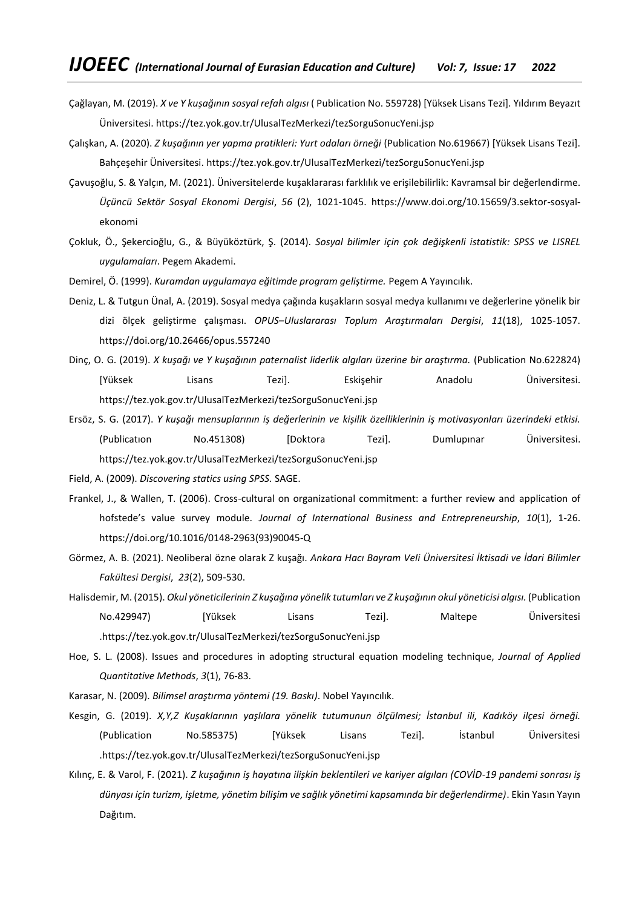Çağlayan, M. (2019). *X ve Y kuşağının sosyal refah algısı* ( Publication No. 559728) [Yüksek Lisans Tezi]. Yıldırım Beyazıt Üniversitesi. https://tez.yok.gov.tr/UlusalTezMerkezi/tezSorguSonucYeni.jsp

Çalışkan, A. (2020). *Z kuşağının yer yapma pratikleri: Yurt odaları örneği* (Publication No.619667) [Yüksek Lisans Tezi]. Bahçeşehir Üniversitesi. https://tez.yok.gov.tr/UlusalTezMerkezi/tezSorguSonucYeni.jsp

Çavuşoğlu, S. & Yalçın, M. (2021). Üniversitelerde kuşaklararası farklılık ve erişilebilirlik: Kavramsal bir değerlendirme. *Üçüncü Sektör Sosyal Ekonomi Dergisi*, *56* (2), 1021-1045. https://www.doi.org/10.15659/3.sektor-sosyal-ekonomi

Çokluk, Ö., Şekercioğlu, G., & Büyüköztürk, Ş. (2014). *Sosyal bilimler için çok değişkenli istatistik: SPSS ve LISREL uygulamaları*. Pegem Akademi.

Demirel, Ö. (1999). *Kuramdan uygulamaya eğitimde program geliştirme.* Pegem A Yayıncılık.

Deniz, L. & Tutgun Ünal, A. (2019). Sosyal medya çağında kuşakların sosyal medya kullanımı ve değerlerine yönelik bir dizi ölçek geliştirme çalışması. *OPUS–Uluslararası Toplum Araştırmaları Dergisi*, *11*(18), 1025-1057. https://doi.org/10.26466/opus.557240

Dinç, O. G. (2019). *X kuşağı ve Y kuşağının paternalist liderlik algıları üzerine bir araştırma.* (Publication No.622824) [Yüksek Lisans Tezi]. Eskişehir Anadolu Üniversitesi. https://tez.yok.gov.tr/UlusalTezMerkezi/tezSorguSonucYeni.jsp

Ersöz, S. G. (2017). *Y kuşağı mensuplarının iş değerlerinin ve kişilik özelliklerinin iş motivasyonları üzerindeki etkisi.* (Publicatıon No.451308) [Doktora Tezi]. Dumlupınar Üniversitesi. https://tez.yok.gov.tr/UlusalTezMerkezi/tezSorguSonucYeni.jsp

Field, A. (2009). *Discovering statics using SPSS.* SAGE.

Frankel, J., & Wallen, T. (2006). Cross-cultural on organizational commitment: a further review and application of hofstede's value survey module. *Journal of International Business and Entrepreneurship*, *10*(1), 1-26. https://doi.org/10.1016/0148-2963(93)90045-Q

Görmez, A. B. (2021). Neoliberal özne olarak Z kuşağı. *Ankara Hacı Bayram Veli Üniversitesi İktisadi ve İdari Bilimler Fakültesi Dergisi*, *23*(2), 509-530.

Halisdemir, M. (2015). *Okul yöneticilerinin Z kuşağına yönelik tutumları ve Z kuşağının okul yöneticisi algısı.* (Publication No.429947) [Yüksek Lisans Tezi]. Maltepe Üniversitesi .https://tez.yok.gov.tr/UlusalTezMerkezi/tezSorguSonucYeni.jsp

Hoe, S. L. (2008). Issues and procedures in adopting structural equation modeling technique, *Journal of Applied Quantitative Methods*, *3*(1), 76-83.

Karasar, N. (2009). *Bilimsel araştırma yöntemi (19. Baskı)*. Nobel Yayıncılık.

Kesgin, G. (2019). *X,Y,Z Kuşaklarının yaşlılara yönelik tutumunun ölçülmesi; İstanbul ili, Kadıköy ilçesi örneği.* (Publication No.585375) [Yüksek Lisans Tezi]. İstanbul Üniversitesi .https://tez.yok.gov.tr/UlusalTezMerkezi/tezSorguSonucYeni.jsp

Kılınç, E. & Varol, F. (2021). *Z kuşağının iş hayatına ilişkin beklentileri ve kariyer algıları (COVİD-19 pandemi sonrası iş dünyası için turizm, işletme, yönetim bilişim ve sağlık yönetimi kapsamında bir değerlendirme)*. Ekin Yasın Yayın Dağıtım.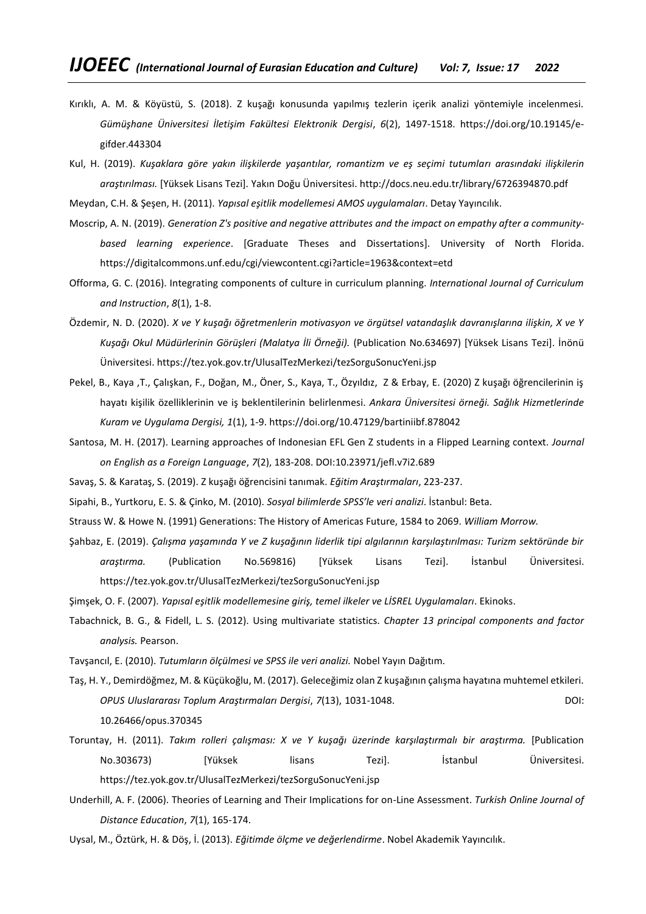Kırıklı, A. M. & Köyüstü, S. (2018). Z kuşağı konusunda yapılmış tezlerin içerik analizi yöntemiyle incelenmesi. *Gümüşhane Üniversitesi İletişim Fakültesi Elektronik Dergisi*, *6*(2), 1497-1518. https://doi.org/10.19145/e-gifder.443304

Kul, H. (2019). *Kuşaklara göre yakın ilişkilerde yaşantılar, romantizm ve eş seçimi tutumları arasındaki ilişkilerin araştırılması.* [Yüksek Lisans Tezi]. Yakın Doğu Üniversitesi. http://docs.neu.edu.tr/library/6726394870.pdf

Meydan, C.H. & Şeşen, H. (2011). *Yapısal eşitlik modellemesi AMOS uygulamaları*. Detay Yayıncılık.

Moscrip, A. N. (2019). *Generation Z's positive and negative attributes and the impact on empathy after a community-based learning experience*. [Graduate Theses and Dissertations]. University of North Florida. https://digitalcommons.unf.edu/cgi/viewcontent.cgi?article=1963&context=etd

Offorma, G. C. (2016). Integrating components of culture in curriculum planning. *International Journal of Curriculum and Instruction*, *8*(1), 1-8.

Özdemir, N. D. (2020). *X ve Y kuşağı öğretmenlerin motivasyon ve örgütsel vatandaşlık davranışlarına ilişkin, X ve Y Kuşağı Okul Müdürlerinin Görüşleri (Malatya İli Örneği).* (Publication No.634697) [Yüksek Lisans Tezi]. İnönü Üniversitesi. https://tez.yok.gov.tr/UlusalTezMerkezi/tezSorguSonucYeni.jsp

Pekel, B., Kaya ,T., Çalışkan, F., Doğan, M., Öner, S., Kaya, T., Özyıldız, Z & Erbay, E. (2020) Z kuşağı öğrencilerinin iş hayatı kişilik özelliklerinin ve iş beklentilerinin belirlenmesi. *Ankara Üniversitesi örneği. Sağlık Hizmetlerinde Kuram ve Uygulama Dergisi, 1*(1), 1-9. https://doi.org/10.47129/bartiniibf.878042

Santosa, M. H. (2017). Learning approaches of Indonesian EFL Gen Z students in a Flipped Learning context. *Journal on English as a Foreign Language*, *7*(2), 183-208. DOI:10.23971/jefl.v7i2.689

Savaş, S. & Karataş, S. (2019). Z kuşağı öğrencisini tanımak. *Eğitim Araştırmaları*, 223-237.

Sipahi, B., Yurtkoru, E. S. & Çinko, M. (2010). *Sosyal bilimlerde SPSS'le veri analizi*. İstanbul: Beta.

Strauss W. & Howe N. (1991) Generations: The History of Americas Future, 1584 to 2069. *William Morrow.*

Şahbaz, E. (2019). *Çalışma yaşamında Y ve Z kuşağının liderlik tipi algılarının karşılaştırılması: Turizm sektöründe bir araştırma.* (Publication No.569816) [Yüksek Lisans Tezi]. İstanbul Üniversitesi. https://tez.yok.gov.tr/UlusalTezMerkezi/tezSorguSonucYeni.jsp

Şimşek, O. F. (2007). *Yapısal eşitlik modellemesine giriş, temel ilkeler ve LİSREL Uygulamaları*. Ekinoks.

Tabachnick, B. G., & Fidell, L. S. (2012). Using multivariate statistics*. Chapter 13 principal components and factor analysis.* Pearson.

Tavşancıl, E. (2010). *Tutumların ölçülmesi ve SPSS ile veri analizi.* Nobel Yayın Dağıtım.

Taş, H. Y., Demirdöğmez, M. & Küçükoğlu, M. (2017). Geleceğimiz olan Z kuşağının çalışma hayatına muhtemel etkileri. *OPUS Uluslararası Toplum Araştırmaları Dergisi*, *7*(13), 1031-1048. DOI: 10.26466/opus.370345

Toruntay, H. (2011). *Takım rolleri çalışması: X ve Y kuşağı üzerinde karşılaştırmalı bir araştırma.* [Publication No.303673) [Yüksek lisans Tezi]. İstanbul Üniversitesi. https://tez.yok.gov.tr/UlusalTezMerkezi/tezSorguSonucYeni.jsp

Underhill, A. F. (2006). Theories of Learning and Their Implications for on-Line Assessment. *Turkish Online Journal of Distance Education*, *7*(1), 165-174.

Uysal, M., Öztürk, H. & Döş, İ. (2013). *Eğitimde ölçme ve değerlendirme*. Nobel Akademik Yayıncılık.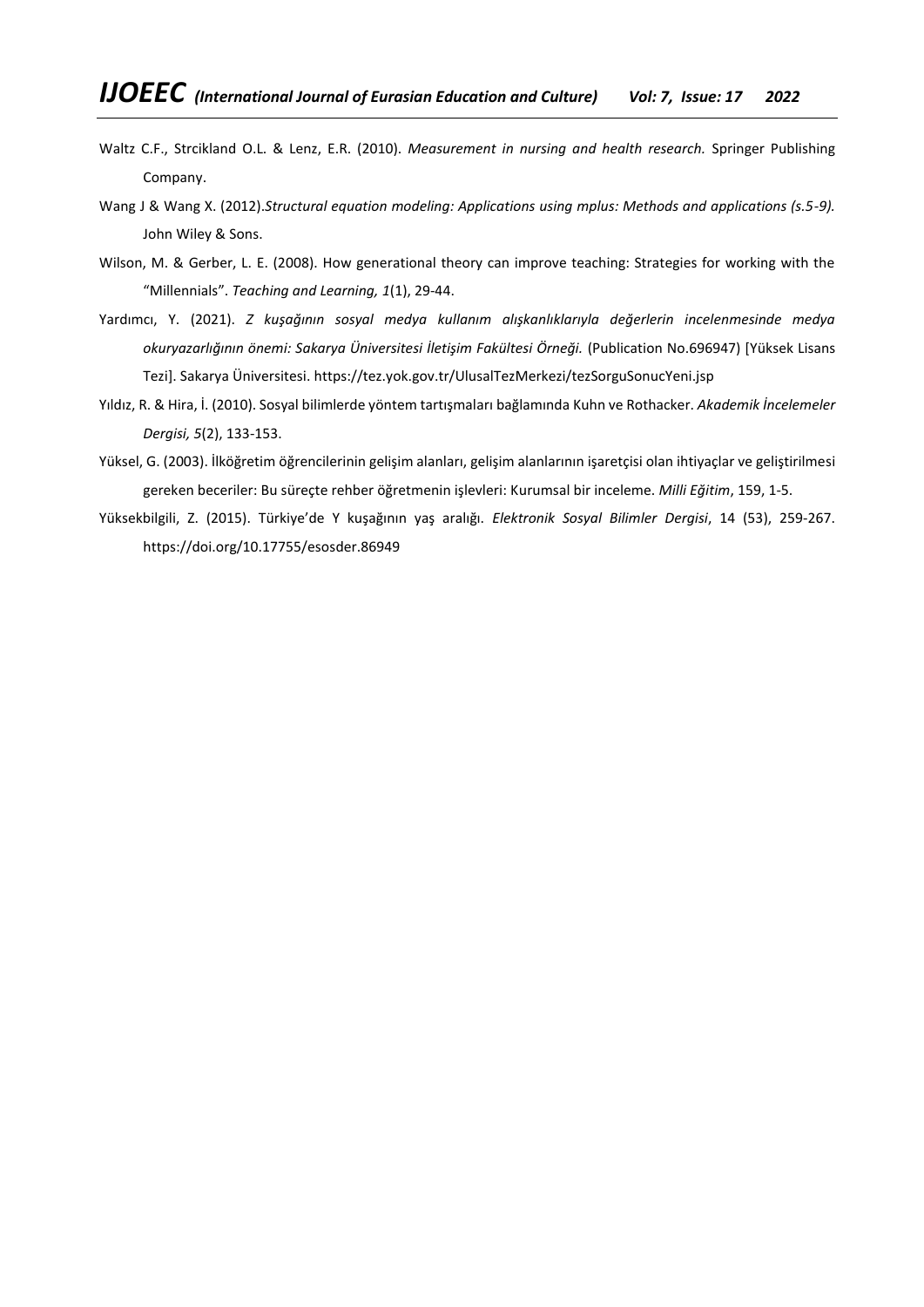Waltz C.F., Strcikland O.L. & Lenz, E.R. (2010). *Measurement in nursing and health research.* Springer Publishing Company.

Wang J & Wang X. (2012).*Structural equation modeling: Applications using mplus: Methods and applications (s.5-9).* John Wiley & Sons.

Wilson, M. & Gerber, L. E. (2008). How generational theory can improve teaching: Strategies for working with the "Millennials". *Teaching and Learning, 1*(1), 29-44.

Yardımcı, Y. (2021). *Z kuşağının sosyal medya kullanım alışkanlıklarıyla değerlerin incelenmesinde medya okuryazarlığının önemi: Sakarya Üniversitesi İletişim Fakültesi Örneği.* (Publication No.696947) [Yüksek Lisans Tezi]. Sakarya Üniversitesi. https://tez.yok.gov.tr/UlusalTezMerkezi/tezSorguSonucYeni.jsp

Yıldız, R. & Hira, İ. (2010). Sosyal bilimlerde yöntem tartışmaları bağlamında Kuhn ve Rothacker. *Akademik İncelemeler Dergisi, 5*(2), 133-153.

Yüksel, G. (2003). İlköğretim öğrencilerinin gelişim alanları, gelişim alanlarının işaretçisi olan ihtiyaçlar ve geliştirilmesi gereken beceriler: Bu süreçte rehber öğretmenin işlevleri: Kurumsal bir inceleme. *Milli Eğitim*, 159, 1-5.

Yüksekbilgili, Z. (2015). Türkiye'de Y kuşağının yaş aralığı. *Elektronik Sosyal Bilimler Dergisi*, 14 (53), 259-267. https://doi.org/10.17755/esosder.86949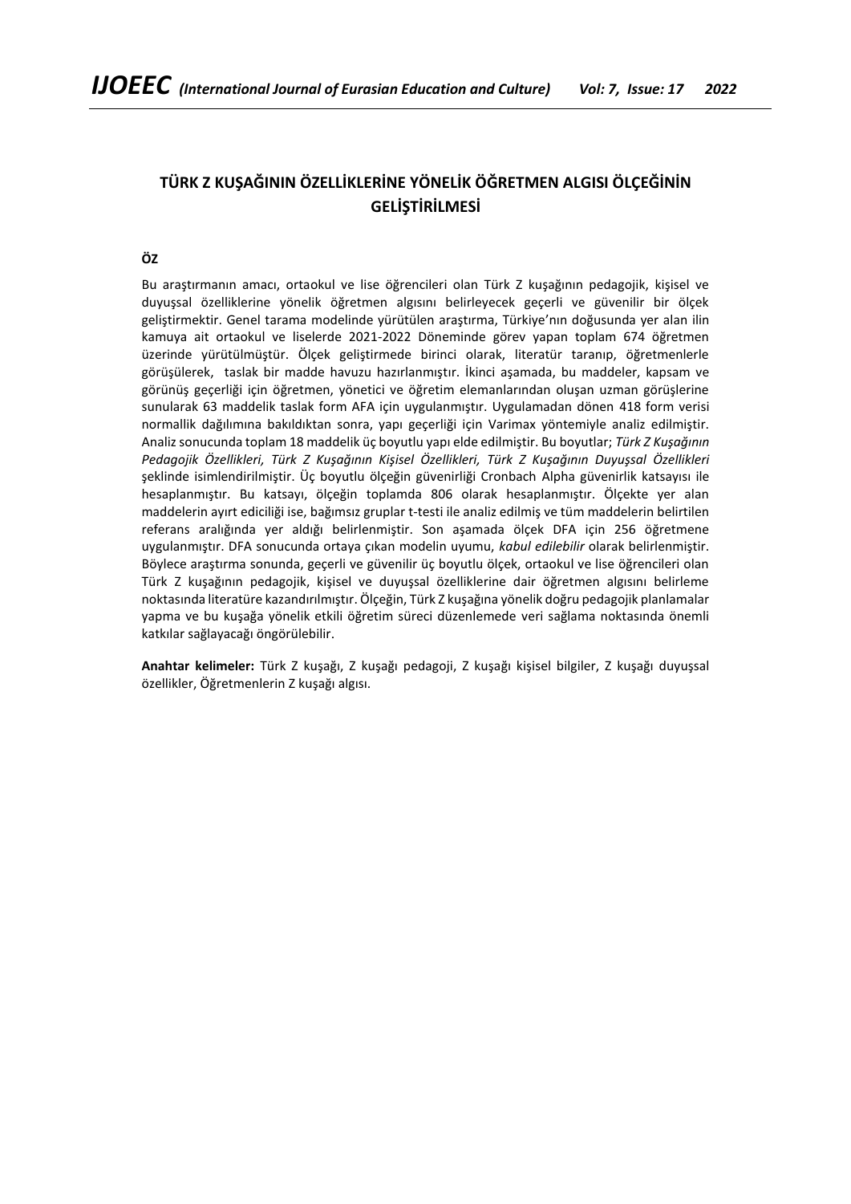# TÜRK Z KUŞAĞININ ÖZELLİKLERİNE YÖNELİK ÖĞRETMEN ALGISI ÖLÇEĞİNİN GELİŞTİRİLMESİ

## ÖZ

Bu araştırmanın amacı, ortaokul ve lise öğrencileri olan Türk Z kuşağının pedagojik, kişisel ve duyuşsal özelliklerine yönelik öğretmen algısını belirleyecek geçerli ve güvenilir bir ölçek geliştirmektir. Genel tarama modelinde yürütülen araştırma, Türkiye'nın doğusunda yer alan ilin kamuya ait ortaokul ve liselerde 2021-2022 Döneminde görev yapan toplam 674 öğretmen üzerinde yürütülmüştür. Ölçek geliştirmede birinci olarak, literatür taranıp, öğretmenlerle görüşülerek, taslak bir madde havuzu hazırlanmıştır. İkinci aşamada, bu maddeler, kapsam ve görünüş geçerliği için öğretmen, yönetici ve öğretim elemanlarından oluşan uzman görüşlerine sunularak 63 maddelik taslak form AFA için uygulanmıştır. Uygulamadan dönen 418 form verisi normallik dağılımına bakıldıktan sonra, yapı geçerliği için Varimax yöntemiyle analiz edilmiştir. Analiz sonucunda toplam 18 maddelik üç boyutlu yapı elde edilmiştir. Bu boyutlar; *Türk Z Kuşağının Pedagojik Özellikleri, Türk Z Kuşağının Kişisel Özellikleri, Türk Z Kuşağının Duyuşsal Özellikleri* şeklinde isimlendirilmiştir. Üç boyutlu ölçeğin güvenirliği Cronbach Alpha güvenirlik katsayısı ile hesaplanmıştır. Bu katsayı, ölçeğin toplamda 806 olarak hesaplanmıştır. Ölçekte yer alan maddelerin ayırt ediciliği ise, bağımsız gruplar t-testi ile analiz edilmiş ve tüm maddelerin belirtilen referans aralığında yer aldığı belirlenmiştir. Son aşamada ölçek DFA için 256 öğretmene uygulanmıştır. DFA sonucunda ortaya çıkan modelin uyumu, *kabul edilebilir* olarak belirlenmiştir. Böylece araştırma sonunda, geçerli ve güvenilir üç boyutlu ölçek, ortaokul ve lise öğrencileri olan Türk Z kuşağının pedagojik, kişisel ve duyuşsal özelliklerine dair öğretmen algısını belirleme noktasında literatüre kazandırılmıştır. Ölçeğin, Türk Z kuşağına yönelik doğru pedagojik planlamalar yapma ve bu kuşağa yönelik etkili öğretim süreci düzenlemede veri sağlama noktasında önemli katkılar sağlayacağı öngörülebilir.

**Anahtar kelimeler:** Türk Z kuşağı, Z kuşağı pedagoji, Z kuşağı kişisel bilgiler, Z kuşağı duyuşsal özellikler, Öğretmenlerin Z kuşağı algısı.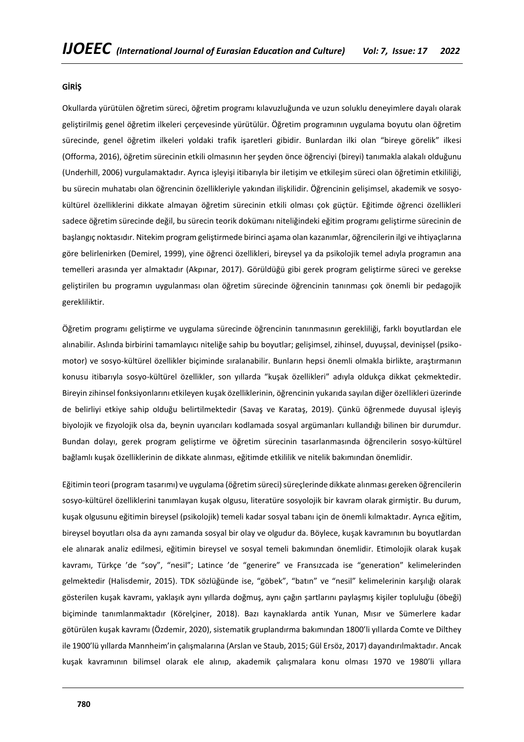**GİRİŞ**

Okullarda yürütülen öğretim süreci, öğretim programı kılavuzluğunda ve uzun soluklu deneyimlere dayalı olarak geliştirilmiş genel öğretim ilkeleri çerçevesinde yürütülür. Öğretim programının uygulama boyutu olan öğretim sürecinde, genel öğretim ilkeleri yoldaki trafik işaretleri gibidir. Bunlardan ilki olan "bireye görelik" ilkesi (Offorma, 2016), öğretim sürecinin etkili olmasının her şeyden önce öğrenciyi (bireyi) tanımakla alakalı olduğunu (Underhill, 2006) vurgulamaktadır. Ayrıca işleyişi itibarıyla bir iletişim ve etkileşim süreci olan öğretimin etkililiği, bu sürecin muhatabı olan öğrencinin özellikleriyle yakından ilişkilidir. Öğrencinin gelişimsel, akademik ve sosyo-kültürel özelliklerini dikkate almayan öğretim sürecinin etkili olması çok güçtür. Eğitimde öğrenci özellikleri sadece öğretim sürecinde değil, bu sürecin teorik dokümanı niteliğindeki eğitim programı geliştirme sürecinin de başlangıç noktasıdır. Nitekim program geliştirmede birinci aşama olan kazanımlar, öğrencilerin ilgi ve ihtiyaçlarına göre belirlenirken (Demirel, 1999), yine öğrenci özellikleri, bireysel ya da psikolojik temel adıyla programın ana temelleri arasında yer almaktadır (Akpınar, 2017). Görüldüğü gibi gerek program geliştirme süreci ve gerekse geliştirilen bu programın uygulanması olan öğretim sürecinde öğrencinin tanınması çok önemli bir pedagojik gerekliliktir.

Öğretim programı geliştirme ve uygulama sürecinde öğrencinin tanınmasının gerekliliği, farklı boyutlardan ele alınabilir. Aslında birbirini tamamlayıcı niteliğe sahip bu boyutlar; gelişimsel, zihinsel, duyuşsal, devinişsel (psiko-motor) ve sosyo-kültürel özellikler biçiminde sıralanabilir. Bunların hepsi önemli olmakla birlikte, araştırmanın konusu itibarıyla sosyo-kültürel özellikler, son yıllarda "kuşak özellikleri" adıyla oldukça dikkat çekmektedir. Bireyin zihinsel fonksiyonlarını etkileyen kuşak özelliklerinin, öğrencinin yukarıda sayılan diğer özellikleri üzerinde de belirleyi etkiye sahip olduğu belirtilmektedir (Savaş ve Karataş, 2019). Çünkü öğrenmede duyusal işleyiş biyolojik ve fizyolojik olsa da, beynin uyarıcıları kodlamada sosyal argümanları kullandığı bilinen bir durumdur. Bundan dolayı, gerek program geliştirme ve öğretim sürecinin tasarlanmasında öğrencilerin sosyo-kültürel bağlamlı kuşak özelliklerinin de dikkate alınması, eğitimde etkililik ve nitelik bakımından önemlidir.

Eğitimin teori (program tasarımı) ve uygulama (öğretim süreci) süreçlerinde dikkate alınması gereken öğrencilerin sosyo-kültürel özelliklerini tanımlayan kuşak olgusu, literatüre sosyolojik bir kavram olarak girmiştir. Bu durum, kuşak olgusunu eğitimin bireysel (psikolojik) temeli kadar sosyal tabanı için de önemli kılmaktadır. Ayrıca eğitim, bireysel boyutları olsa da aynı zamanda sosyal bir olay ve olgudur da. Böylece, kuşak kavramının bu boyutlardan ele alınarak analiz edilmesi, eğitimin bireysel ve sosyal temeli bakımından önemlidir. Etimolojik olarak kuşak kavramı, Türkçe 'de "soy", "nesil"; Latince 'de "generire" ve Fransızcada ise "generation" kelimelerinden gelmektedir (Halisdemir, 2015). TDK sözlüğünde ise, "göbek", "batın" ve "nesil" kelimelerinin karşılığı olarak gösterilen kuşak kavramı, yaklaşık aynı yıllarda doğmuş, aynı çağın şartlarını paylaşmış kişiler topluluğu (öbeği) biçiminde tanımlanmaktadır (Körelçiner, 2018). Bazı kaynaklarda antik Yunan, Mısır ve Sümerlere kadar götürülen kuşak kavramı (Özdemir, 2020), sistematik gruplandırma bakımından 1800'li yıllarda Comte ve Dilthey ile 1900'lü yıllarda Mannheim'in çalışmalarına (Arslan ve Staub, 2015; Gül Ersöz, 2017) dayandırılmaktadır. Ancak kuşak kavramının bilimsel olarak ele alınıp, akademik çalışmalara konu olması 1970 ve 1980'li yıllara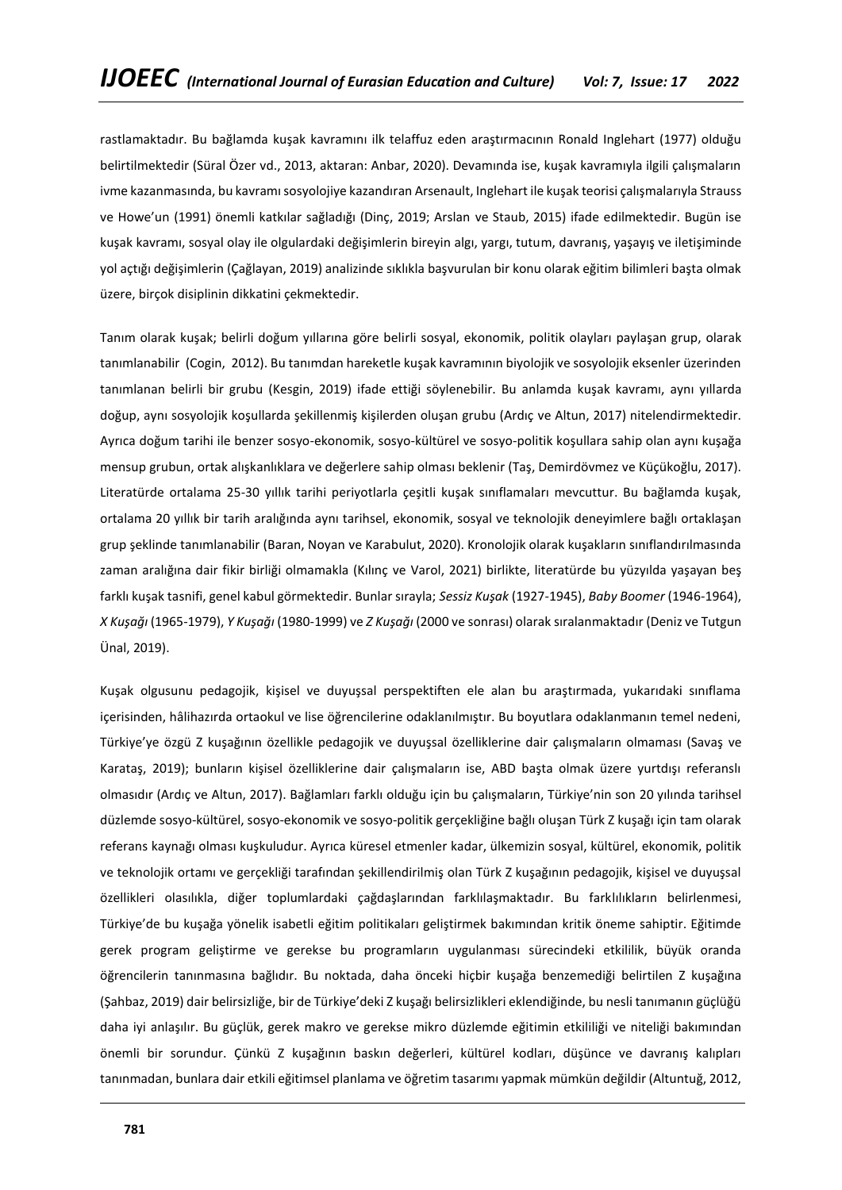rastlamaktadır. Bu bağlamda kuşak kavramını ilk telaffuz eden araştırmacının Ronald Inglehart (1977) olduğu belirtilmektedir (Süral Özer vd., 2013, aktaran: Anbar, 2020). Devamında ise, kuşak kavramıyla ilgili çalışmaların ivme kazanmasında, bu kavramı sosyolojiye kazandıran Arsenault, Inglehart ile kuşak teorisi çalışmalarıyla Strauss ve Howe'un (1991) önemli katkılar sağladığı (Dinç, 2019; Arslan ve Staub, 2015) ifade edilmektedir. Bugün ise kuşak kavramı, sosyal olay ile olgulardaki değişimlerin bireyin algı, yargı, tutum, davranış, yaşayış ve iletişiminde yol açtığı değişimlerin (Çağlayan, 2019) analizinde sıklıkla başvurulan bir konu olarak eğitim bilimleri başta olmak üzere, birçok disiplinin dikkatini çekmektedir.

Tanım olarak kuşak; belirli doğum yıllarına göre belirli sosyal, ekonomik, politik olayları paylaşan grup, olarak tanımlanabilir (Cogin, 2012). Bu tanımdan hareketle kuşak kavramının biyolojik ve sosyolojik eksenler üzerinden tanımlanan belirli bir grubu (Kesgin, 2019) ifade ettiği söylenebilir. Bu anlamda kuşak kavramı, aynı yıllarda doğup, aynı sosyolojik koşullarda şekillenmiş kişilerden oluşan grubu (Ardıç ve Altun, 2017) nitelendirmektedir. Ayrıca doğum tarihi ile benzer sosyo-ekonomik, sosyo-kültürel ve sosyo-politik koşullara sahip olan aynı kuşağa mensup grubun, ortak alışkanlıklara ve değerlere sahip olması beklenir (Taş, Demirdövmez ve Küçükoğlu, 2017). Literatürde ortalama 25-30 yıllık tarihi periyotlarla çeşitli kuşak sınıflamaları mevcuttur. Bu bağlamda kuşak, ortalama 20 yıllık bir tarih aralığında aynı tarihsel, ekonomik, sosyal ve teknolojik deneyimlere bağlı ortaklaşan grup şeklinde tanımlanabilir (Baran, Noyan ve Karabulut, 2020). Kronolojik olarak kuşakların sınıflandırılmasında zaman aralığına dair fikir birliği olmamakla (Kılınç ve Varol, 2021) birlikte, literatürde bu yüzyılda yaşayan beş farklı kuşak tasnifi, genel kabul görmektedir. Bunlar sırayla; *Sessiz Kuşak* (1927-1945), *Baby Boomer* (1946-1964), *X Kuşağı* (1965-1979), *Y Kuşağı* (1980-1999) ve *Z Kuşağı* (2000 ve sonrası) olarak sıralanmaktadır (Deniz ve Tutgun Ünal, 2019).

Kuşak olgusunu pedagojik, kişisel ve duyuşsal perspektiften ele alan bu araştırmada, yukarıdaki sınıflama içerisinden, hâlihazırda ortaokul ve lise öğrencilerine odaklanılmıştır. Bu boyutlara odaklanmanın temel nedeni, Türkiye'ye özgü Z kuşağının özellikle pedagojik ve duyuşsal özelliklerine dair çalışmaların olmaması (Savaş ve Karataş, 2019); bunların kişisel özelliklerine dair çalışmaların ise, ABD başta olmak üzere yurtdışı referanslı olmasıdır (Ardıç ve Altun, 2017). Bağlamları farklı olduğu için bu çalışmaların, Türkiye'nin son 20 yılında tarihsel düzlemde sosyo-kültürel, sosyo-ekonomik ve sosyo-politik gerçekliğine bağlı oluşan Türk Z kuşağı için tam olarak referans kaynağı olması kuşkuludur. Ayrıca küresel etmenler kadar, ülkemizin sosyal, kültürel, ekonomik, politik ve teknolojik ortamı ve gerçekliği tarafından şekillendirilmiş olan Türk Z kuşağının pedagojik, kişisel ve duyuşsal özellikleri olasılıkla, diğer toplumlardaki çağdaşlarından farklılaşmaktadır. Bu farklılıkların belirlenmesi, Türkiye'de bu kuşağa yönelik isabetli eğitim politikaları geliştirmek bakımından kritik öneme sahiptir. Eğitimde gerek program geliştirme ve gerekse bu programların uygulanması sürecindeki etkililik, büyük oranda öğrencilerin tanınmasına bağlıdır. Bu noktada, daha önceki hiçbir kuşağa benzemediği belirtilen Z kuşağına (Şahbaz, 2019) dair belirsizliğe, bir de Türkiye'deki Z kuşağı belirsizlikleri eklendiğinde, bu nesli tanımanın güçlüğü daha iyi anlaşılır. Bu güçlük, gerek makro ve gerekse mikro düzlemde eğitimin etkililiği ve niteliği bakımından önemli bir sorundur. Çünkü Z kuşağının baskın değerleri, kültürel kodları, düşünce ve davranış kalıpları tanınmadan, bunlara dair etkili eğitimsel planlama ve öğretim tasarımı yapmak mümkün değildir (Altuntuğ, 2012,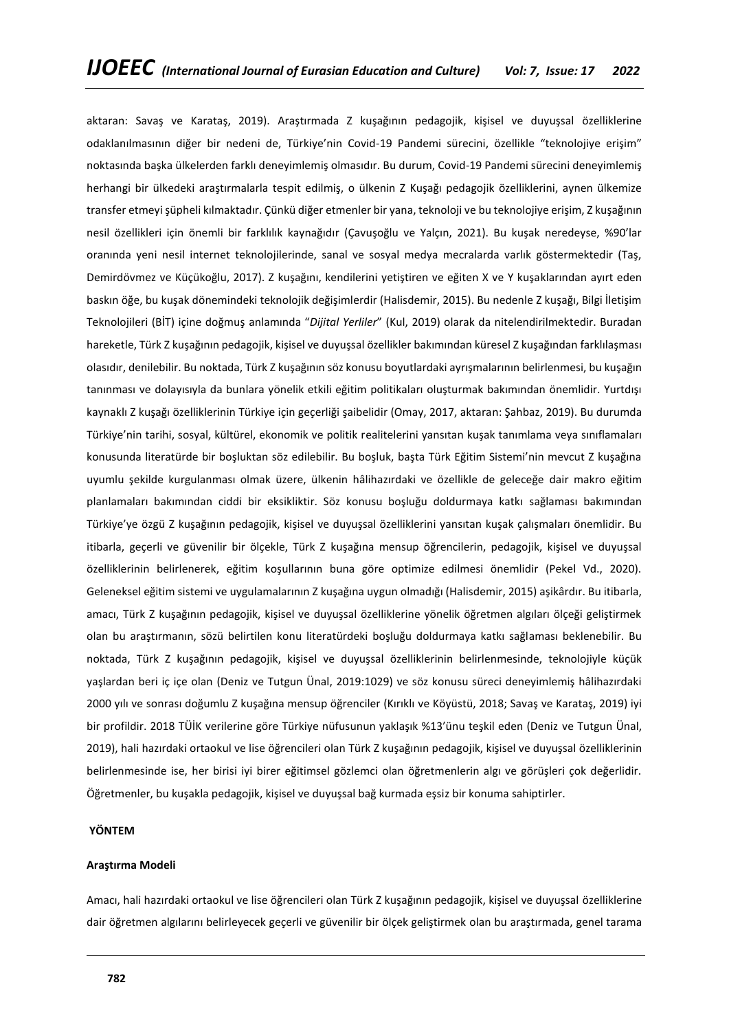aktaran: Savaş ve Karataş, 2019). Araştırmada Z kuşağının pedagojik, kişisel ve duyuşsal özelliklerine odaklanılmasının diğer bir nedeni de, Türkiye'nin Covid-19 Pandemi sürecini, özellikle "teknolojiye erişim" noktasında başka ülkelerden farklı deneyimlemiş olmasıdır. Bu durum, Covid-19 Pandemi sürecini deneyimlemiş herhangi bir ülkedeki araştırmalarla tespit edilmiş, o ülkenin Z Kuşağı pedagojik özelliklerini, aynen ülkemize transfer etmeyi şüpheli kılmaktadır. Çünkü diğer etmenler bir yana, teknoloji ve bu teknolojiye erişim, Z kuşağının nesil özellikleri için önemli bir farklılık kaynağıdır (Çavuşoğlu ve Yalçın, 2021). Bu kuşak neredeyse, %90'lar oranında yeni nesil internet teknolojilerinde, sanal ve sosyal medya mecralarda varlık göstermektedir (Taş, Demirdövmez ve Küçükoğlu, 2017). Z kuşağını, kendilerini yetiştiren ve eğiten X ve Y kuşaklarından ayırt eden baskın öğe, bu kuşak dönemindeki teknolojik değişimlerdir (Halisdemir, 2015). Bu nedenle Z kuşağı, Bilgi İletişim Teknolojileri (BİT) içine doğmuş anlamında "*Dijital Yerliler*" (Kul, 2019) olarak da nitelendirilmektedir. Buradan hareketle, Türk Z kuşağının pedagojik, kişisel ve duyuşsal özellikler bakımından küresel Z kuşağından farklılaşması olasıdır, denilebilir. Bu noktada, Türk Z kuşağının söz konusu boyutlardaki ayrışmalarının belirlenmesi, bu kuşağın tanınması ve dolayısıyla da bunlara yönelik etkili eğitim politikaları oluşturmak bakımından önemlidir. Yurtdışı kaynaklı Z kuşağı özelliklerinin Türkiye için geçerliği şaibelidir (Omay, 2017, aktaran: Şahbaz, 2019). Bu durumda Türkiye'nin tarihi, sosyal, kültürel, ekonomik ve politik realitelerini yansıtan kuşak tanımlama veya sınıflamaları konusunda literatürde bir boşluktan söz edilebilir. Bu boşluk, başta Türk Eğitim Sistemi'nin mevcut Z kuşağına uyumlu şekilde kurgulanması olmak üzere, ülkenin hâlihazırdaki ve özellikle de geleceğe dair makro eğitim planlamaları bakımından ciddi bir eksikliktir. Söz konusu boşluğu doldurmaya katkı sağlaması bakımından Türkiye'ye özgü Z kuşağının pedagojik, kişisel ve duyuşsal özelliklerini yansıtan kuşak çalışmaları önemlidir. Bu itibarla, geçerli ve güvenilir bir ölçekle, Türk Z kuşağına mensup öğrencilerin, pedagojik, kişisel ve duyuşsal özelliklerinin belirlenerek, eğitim koşullarının buna göre optimize edilmesi önemlidir (Pekel Vd., 2020). Geleneksel eğitim sistemi ve uygulamalarının Z kuşağına uygun olmadığı (Halisdemir, 2015) aşikârdır. Bu itibarla, amacı, Türk Z kuşağının pedagojik, kişisel ve duyuşsal özelliklerine yönelik öğretmen algıları ölçeği geliştirmek olan bu araştırmanın, sözü belirtilen konu literatürdeki boşluğu doldurmaya katkı sağlaması beklenebilir. Bu noktada, Türk Z kuşağının pedagojik, kişisel ve duyuşsal özelliklerinin belirlenmesinde, teknolojiyle küçük yaşlardan beri iç içe olan (Deniz ve Tutgun Ünal, 2019:1029) ve söz konusu süreci deneyimlemiş hâlihazırdaki 2000 yılı ve sonrası doğumlu Z kuşağına mensup öğrenciler (Kırıklı ve Köyüstü, 2018; Savaş ve Karataş, 2019) iyi bir profildir. 2018 TÜİK verilerine göre Türkiye nüfusunun yaklaşık %13'ünu teşkil eden (Deniz ve Tutgun Ünal, 2019), hali hazırdaki ortaokul ve lise öğrencileri olan Türk Z kuşağının pedagojik, kişisel ve duyuşsal özelliklerinin belirlenmesinde ise, her birisi iyi birer eğitimsel gözlemci olan öğretmenlerin algı ve görüşleri çok değerlidir. Öğretmenler, bu kuşakla pedagojik, kişisel ve duyuşsal bağ kurmada eşsiz bir konuma sahiptirler.

## YÖNTEM

### Araştırma Modeli

Amacı, hali hazırdaki ortaokul ve lise öğrencileri olan Türk Z kuşağının pedagojik, kişisel ve duyuşsal özelliklerine dair öğretmen algılarını belirleyecek geçerli ve güvenilir bir ölçek geliştirmek olan bu araştırmada, genel tarama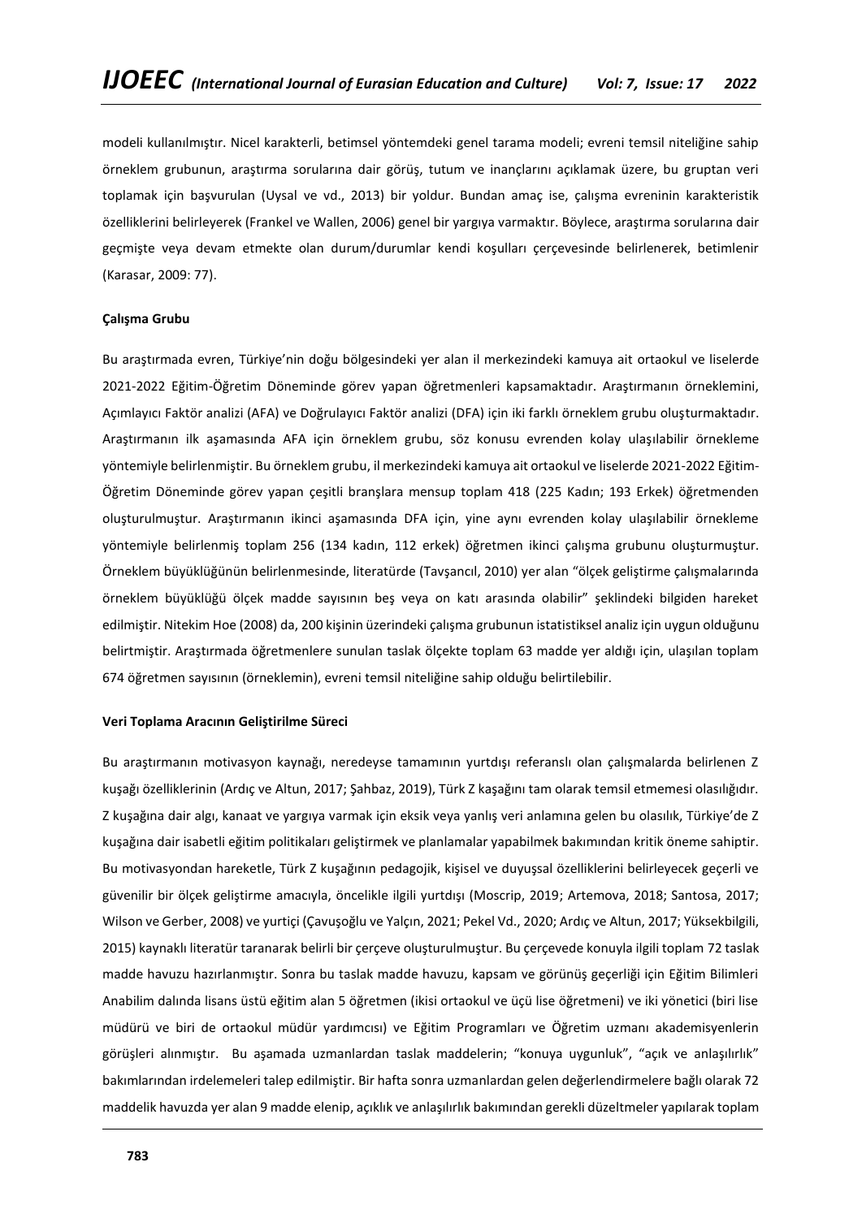modeli kullanılmıştır. Nicel karakterli, betimsel yöntemdeki genel tarama modeli; evreni temsil niteliğine sahip örneklem grubunun, araştırma sorularına dair görüş, tutum ve inançlarını açıklamak üzere, bu gruptan veri toplamak için başvurulan (Uysal ve vd., 2013) bir yoldur. Bundan amaç ise, çalışma evreninin karakteristik özelliklerini belirleyerek (Frankel ve Wallen, 2006) genel bir yargıya varmaktır. Böylece, araştırma sorularına dair geçmişte veya devam etmekte olan durum/durumlar kendi koşulları çerçevesinde belirlenerek, betimlenir (Karasar, 2009: 77).

**Çalışma Grubu**

Bu araştırmada evren, Türkiye'nin doğu bölgesindeki yer alan il merkezindeki kamuya ait ortaokul ve liselerde 2021-2022 Eğitim-Öğretim Döneminde görev yapan öğretmenleri kapsamaktadır. Araştırmanın örneklemini, Açımlayıcı Faktör analizi (AFA) ve Doğrulayıcı Faktör analizi (DFA) için iki farklı örneklem grubu oluşturmaktadır. Araştırmanın ilk aşamasında AFA için örneklem grubu, söz konusu evrenden kolay ulaşılabilir örnekleme yöntemiyle belirlenmiştir. Bu örneklem grubu, il merkezindeki kamuya ait ortaokul ve liselerde 2021-2022 Eğitim-Öğretim Döneminde görev yapan çeşitli branşlara mensup toplam 418 (225 Kadın; 193 Erkek) öğretmenden oluşturulmuştur. Araştırmanın ikinci aşamasında DFA için, yine aynı evrenden kolay ulaşılabilir örnekleme yöntemiyle belirlenmiş toplam 256 (134 kadın, 112 erkek) öğretmen ikinci çalışma grubunu oluşturmuştur. Örneklem büyüklüğünün belirlenmesinde, literatürde (Tavşancıl, 2010) yer alan "ölçek geliştirme çalışmalarında örneklem büyüklüğü ölçek madde sayısının beş veya on katı arasında olabilir" şeklindeki bilgiden hareket edilmiştir. Nitekim Hoe (2008) da, 200 kişinin üzerindeki çalışma grubunun istatistiksel analiz için uygun olduğunu belirtmiştir. Araştırmada öğretmenlere sunulan taslak ölçekte toplam 63 madde yer aldığı için, ulaşılan toplam 674 öğretmen sayısının (örneklemin), evreni temsil niteliğine sahip olduğu belirtilebilir.

**Veri Toplama Aracının Geliştirilme Süreci**

Bu araştırmanın motivasyon kaynağı, neredeyse tamamının yurtdışı referanslı olan çalışmalarda belirlenen Z kuşağı özelliklerinin (Ardıç ve Altun, 2017; Şahbaz, 2019), Türk Z kaşağını tam olarak temsil etmemesi olasılığıdır. Z kuşağına dair algı, kanaat ve yargıya varmak için eksik veya yanlış veri anlamına gelen bu olasılık, Türkiye'de Z kuşağına dair isabetli eğitim politikaları geliştirmek ve planlamalar yapabilmek bakımından kritik öneme sahiptir. Bu motivasyondan hareketle, Türk Z kuşağının pedagojik, kişisel ve duyuşsal özelliklerini belirleyecek geçerli ve güvenilir bir ölçek geliştirme amacıyla, öncelikle ilgili yurtdışı (Moscrip, 2019; Artemova, 2018; Santosa, 2017; Wilson ve Gerber, 2008) ve yurtiçi (Çavuşoğlu ve Yalçın, 2021; Pekel Vd., 2020; Ardıç ve Altun, 2017; Yüksekbilgili, 2015) kaynaklı literatür taranarak belirli bir çerçeve oluşturulmuştur. Bu çerçevede konuyla ilgili toplam 72 taslak madde havuzu hazırlanmıştır. Sonra bu taslak madde havuzu, kapsam ve görünüş geçerliği için Eğitim Bilimleri Anabilim dalında lisans üstü eğitim alan 5 öğretmen (ikisi ortaokul ve üçü lise öğretmeni) ve iki yönetici (biri lise müdürü ve biri de ortaokul müdür yardımcısı) ve Eğitim Programları ve Öğretim uzmanı akademisyenlerin görüşleri alınmıştır. Bu aşamada uzmanlardan taslak maddelerin; "konuya uygunluk", "açık ve anlaşılırlık" bakımlarından irdelemeleri talep edilmiştir. Bir hafta sonra uzmanlardan gelen değerlendirmelere bağlı olarak 72 maddelik havuzda yer alan 9 madde elenip, açıklık ve anlaşılırlık bakımından gerekli düzeltmeler yapılarak toplam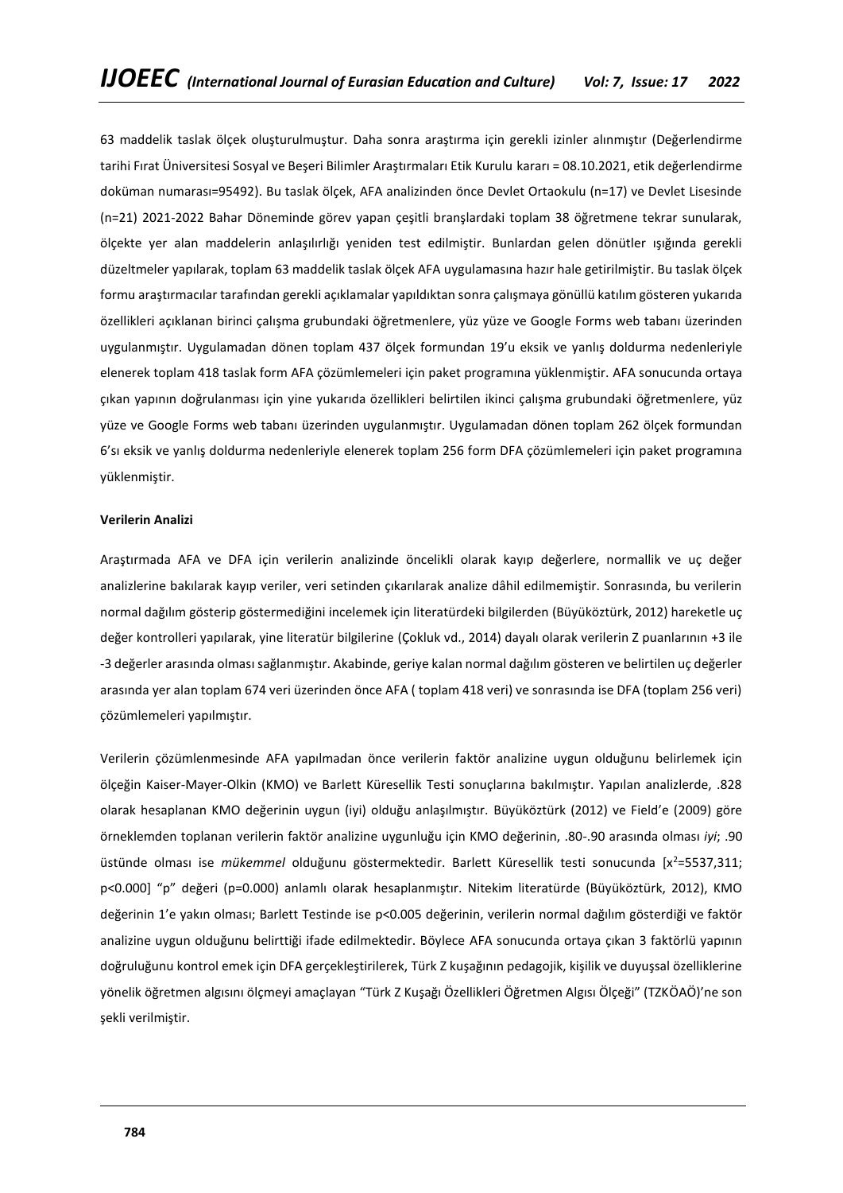63 maddelik taslak ölçek oluşturulmuştur. Daha sonra araştırma için gerekli izinler alınmıştır (Değerlendirme tarihi Fırat Üniversitesi Sosyal ve Beşeri Bilimler Araştırmaları Etik Kurulu kararı = 08.10.2021, etik değerlendirme doküman numarası=95492). Bu taslak ölçek, AFA analizinden önce Devlet Ortaokulu (n=17) ve Devlet Lisesinde (n=21) 2021-2022 Bahar Döneminde görev yapan çeşitli branşlardaki toplam 38 öğretmene tekrar sunularak, ölçekte yer alan maddelerin anlaşılırlığı yeniden test edilmiştir. Bunlardan gelen dönütler ışığında gerekli düzeltmeler yapılarak, toplam 63 maddelik taslak ölçek AFA uygulamasına hazır hale getirilmiştir. Bu taslak ölçek formu araştırmacılar tarafından gerekli açıklamalar yapıldıktan sonra çalışmaya gönüllü katılım gösteren yukarıda özellikleri açıklanan birinci çalışma grubundaki öğretmenlere, yüz yüze ve Google Forms web tabanı üzerinden uygulanmıştır. Uygulamadan dönen toplam 437 ölçek formundan 19'u eksik ve yanlış doldurma nedenleriyle elenerek toplam 418 taslak form AFA çözümlemeleri için paket programına yüklenmiştir. AFA sonucunda ortaya çıkan yapının doğrulanması için yine yukarıda özellikleri belirtilen ikinci çalışma grubundaki öğretmenlere, yüz yüze ve Google Forms web tabanı üzerinden uygulanmıştır. Uygulamadan dönen toplam 262 ölçek formundan 6'sı eksik ve yanlış doldurma nedenleriyle elenerek toplam 256 form DFA çözümlemeleri için paket programına yüklenmiştir.

**Verilerin Analizi**

Araştırmada AFA ve DFA için verilerin analizinde öncelikli olarak kayıp değerlere, normallik ve uç değer analizlerine bakılarak kayıp veriler, veri setinden çıkarılarak analize dâhil edilmemiştir. Sonrasında, bu verilerin normal dağılım gösterip göstermediğini incelemek için literatürdeki bilgilerden (Büyüköztürk, 2012) hareketle uç değer kontrolleri yapılarak, yine literatür bilgilerine (Çokluk vd., 2014) dayalı olarak verilerin Z puanlarının +3 ile -3 değerler arasında olması sağlanmıştır. Akabinde, geriye kalan normal dağılım gösteren ve belirtilen uç değerler arasında yer alan toplam 674 veri üzerinden önce AFA ( toplam 418 veri) ve sonrasında ise DFA (toplam 256 veri) çözümlemeleri yapılmıştır.

Verilerin çözümlenmesinde AFA yapılmadan önce verilerin faktör analizine uygun olduğunu belirlemek için ölçeğin Kaiser-Mayer-Olkin (KMO) ve Barlett Küresellik Testi sonuçlarına bakılmıştır. Yapılan analizlerde, .828 olarak hesaplanan KMO değerinin uygun (iyi) olduğu anlaşılmıştır. Büyüköztürk (2012) ve Field'e (2009) göre örneklemden toplanan verilerin faktör analizine uygunluğu için KMO değerinin, .80-.90 arasında olması *iyi*; .90 üstünde olması ise *mükemmel* olduğunu göstermektedir. Barlett Küresellik testi sonucunda [$x^2$=5537,311; p<0.000] "p" değeri (p=0.000) anlamlı olarak hesaplanmıştır. Nitekim literatürde (Büyüköztürk, 2012), KMO değerinin 1'e yakın olması; Barlett Testinde ise p<0.005 değerinin, verilerin normal dağılım gösterdiği ve faktör analizine uygun olduğunu belirttiği ifade edilmektedir. Böylece AFA sonucunda ortaya çıkan 3 faktörlü yapının doğruluğunu kontrol emek için DFA gerçekleştirilerek, Türk Z kuşağının pedagojik, kişilik ve duyuşsal özelliklerine yönelik öğretmen algısını ölçmeyi amaçlayan "Türk Z Kuşağı Özellikleri Öğretmen Algısı Ölçeği" (TZKÖAÖ)'ne son şekli verilmiştir.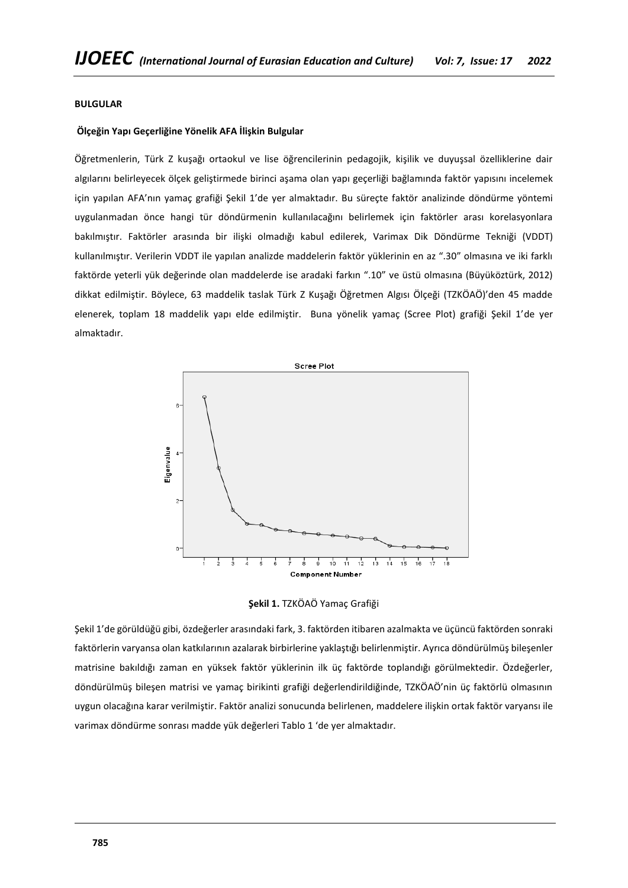**BULGULAR**

**Ölçeğin Yapı Geçerliğine Yönelik AFA İlişkin Bulgular**

Öğretmenlerin, Türk Z kuşağı ortaokul ve lise öğrencilerinin pedagojik, kişilik ve duyuşsal özelliklerine dair algılarını belirleyecek ölçek geliştirmede birinci aşama olan yapı geçerliği bağlamında faktör yapısını incelemek için yapılan AFA'nın yamaç grafiği Şekil 1'de yer almaktadır. Bu süreçte faktör analizinde döndürme yöntemi uygulanmadan önce hangi tür döndürmenin kullanılacağını belirlemek için faktörler arası korelasyonlara bakılmıştır. Faktörler arasında bir ilişki olmadığı kabul edilerek, Varimax Dik Döndürme Tekniği (VDDT) kullanılmıştır. Verilerin VDDT ile yapılan analizde maddelerin faktör yüklerinin en az ".30" olmasına ve iki farklı faktörde yeterli yük değerinde olan maddelerde ise aradaki farkın ".10" ve üstü olmasına (Büyüköztürk, 2012) dikkat edilmiştir. Böylece, 63 maddelik taslak Türk Z Kuşağı Öğretmen Algısı Ölçeği (TZKÖAÖ)'den 45 madde elenerek, toplam 18 maddelik yapı elde edilmiştir. Buna yönelik yamaç (Scree Plot) grafiği Şekil 1'de yer almaktadır.

**Şekil 1.** TZKÖAÖ Yamaç Grafiği

Şekil 1'de görüldüğü gibi, özdeğerler arasındaki fark, 3. faktörden itibaren azalmakta ve üçüncü faktörden sonraki faktörlerin varyansa olan katkılarının azalarak birbirlerine yaklaştığı belirlenmiştir. Ayrıca döndürülmüş bileşenler matrisine bakıldığı zaman en yüksek faktör yüklerinin ilk üç faktörde toplandığı görülmektedir. Özdeğerler, döndürülmüş bileşen matrisi ve yamaç birikinti grafiği değerlendirildiğinde, TZKÖAÖ'nin üç faktörlü olmasının uygun olacağına karar verilmiştir. Faktör analizi sonucunda belirlenen, maddelere ilişkin ortak faktör varyansı ile varimax döndürme sonrası madde yük değerleri Tablo 1 'de yer almaktadır.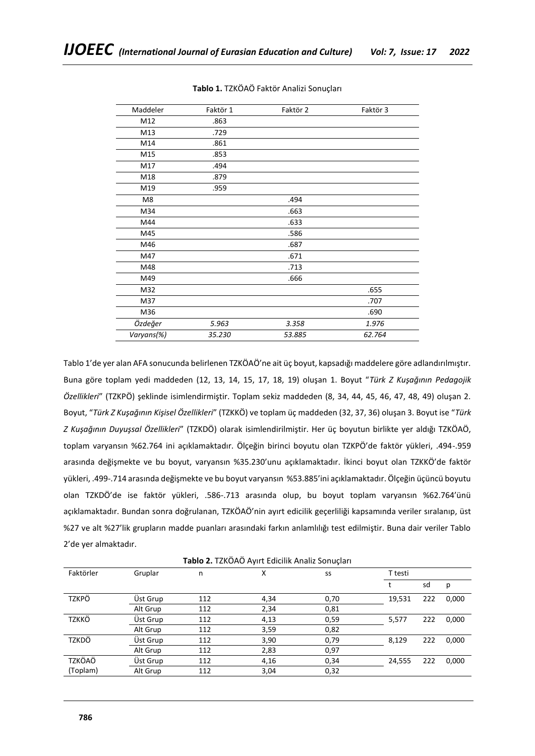**Tablo 1.** TZKÖAÖ Faktör Analizi Sonuçları

| Maddeler | Faktör 1 | Faktör 2 | Faktör 3 |
|---|---|---|---|
| M12 | .863 | | |
| M13 | .729 | | |
| M14 | .861 | | |
| M15 | .853 | | |
| M17 | .494 | | |
| M18 | .879 | | |
| M19 | .959 | | |
| M8 | | .494 | |
| M34 | | .663 | |
| M44 | | .633 | |
| M45 | | .586 | |
| M46 | | .687 | |
| M47 | | .671 | |
| M48 | | .713 | |
| M49 | | .666 | |
| M32 | | | .655 |
| M37 | | | .707 |
| M36 | | | .690 |
| *Özdeğer* | *5.963* | *3.358* | *1.976* |
| *Varyans(%)* | *35.230* | *53.885* | *62.764* |

Tablo 1'de yer alan AFA sonucunda belirlenen TZKÖAÖ'ne ait üç boyut, kapsadığı maddelere göre adlandırılmıştır. Buna göre toplam yedi maddeden (12, 13, 14, 15, 17, 18, 19) oluşan 1. Boyut "*Türk Z Kuşağının Pedagojik Özellikleri*" (TZKPÖ) şeklinde isimlendirmiştir. Toplam sekiz maddeden (8, 34, 44, 45, 46, 47, 48, 49) oluşan 2. Boyut, "*Türk Z Kuşağının Kişisel Özellikleri*" (TZKKÖ) ve toplam üç maddeden (32, 37, 36) oluşan 3. Boyut ise "*Türk Z Kuşağının Duyuşsal Özellikleri*" (TZKDÖ) olarak isimlendirilmiştir. Her üç boyutun birlikte yer aldığı TZKÖAÖ, toplam varyansın %62.764 ini açıklamaktadır. Ölçeğin birinci boyutu olan TZKPÖ'de faktör yükleri, .494-.959 arasında değişmekte ve bu boyut, varyansın %35.230'unu açıklamaktadır. İkinci boyut olan TZKKÖ'de faktör yükleri, .499-.714 arasında değişmekte ve bu boyut varyansın %53.885'ini açıklamaktadır. Ölçeğin üçüncü boyutu olan TZKDÖ'de ise faktör yükleri, .586-.713 arasında olup, bu boyut toplam varyansın %62.764'ünü açıklamaktadır. Bundan sonra doğrulanan, TZKÖAÖ'nin ayırt edicilik geçerliliği kapsamında veriler sıralanıp, üst %27 ve alt %27'lik grupların madde puanları arasındaki farkın anlamlılığı test edilmiştir. Buna dair veriler Tablo 2'de yer almaktadır.

**Tablo 2.** TZKÖAÖ Ayırt Edicilik Analiz Sonuçları

| Faktörler | Gruplar | n | X | ss | T testi | | |
|---|---|---|---|---|---|---|---|
| | | | | | t | sd | p |
| TZKPÖ | Üst Grup | 112 | 4,34 | 0,70 | 19,531 | 222 | 0,000 |
| | Alt Grup | 112 | 2,34 | 0,81 | | | |
| TZKKÖ | Üst Grup | 112 | 4,13 | 0,59 | 5,577 | 222 | 0,000 |
| | Alt Grup | 112 | 3,59 | 0,82 | | | |
| TZKDÖ | Üst Grup | 112 | 3,90 | 0,79 | 8,129 | 222 | 0,000 |
| | Alt Grup | 112 | 2,83 | 0,97 | | | |
| TZKÖAÖ (Toplam) | Üst Grup | 112 | 4,16 | 0,34 | 24,555 | 222 | 0,000 |
| | Alt Grup | 112 | 3,04 | 0,32 | | | |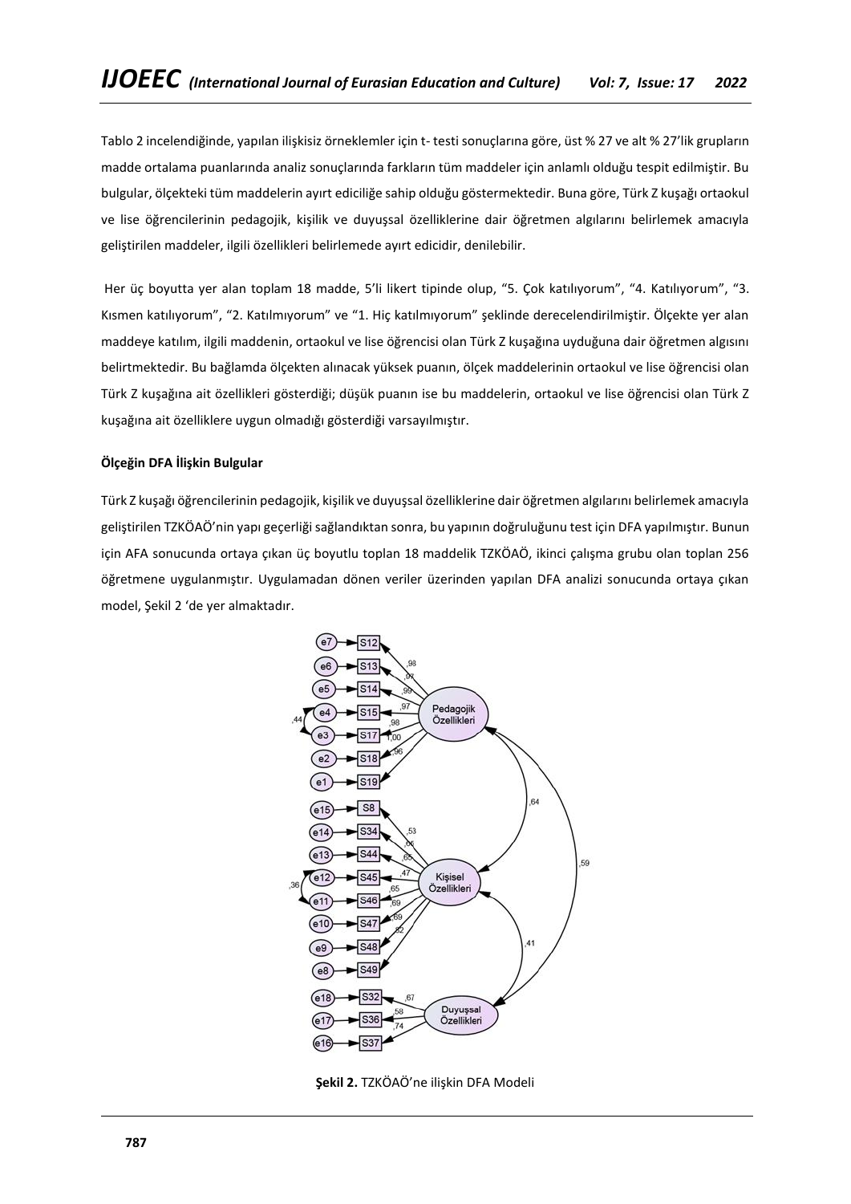Tablo 2 incelendiğinde, yapılan ilişkisiz örneklemler için t- testi sonuçlarına göre, üst % 27 ve alt % 27'lik grupların madde ortalama puanlarında analiz sonuçlarında farkların tüm maddeler için anlamlı olduğu tespit edilmiştir. Bu bulgular, ölçekteki tüm maddelerin ayırt ediciliğe sahip olduğu göstermektedir. Buna göre, Türk Z kuşağı ortaokul ve lise öğrencilerinin pedagojik, kişilik ve duyuşsal özelliklerine dair öğretmen algılarını belirlemek amacıyla geliştirilen maddeler, ilgili özellikleri belirlemede ayırt edicidir, denilebilir.

Her üç boyutta yer alan toplam 18 madde, 5'li likert tipinde olup, "5. Çok katılıyorum", "4. Katılıyorum", "3. Kısmen katılıyorum", "2. Katılmıyorum" ve "1. Hiç katılmıyorum" şeklinde derecelendirilmiştir. Ölçekte yer alan maddeye katılım, ilgili maddenin, ortaokul ve lise öğrencisi olan Türk Z kuşağına uyduğuna dair öğretmen algısını belirtmektedir. Bu bağlamda ölçekten alınacak yüksek puanın, ölçek maddelerinin ortaokul ve lise öğrencisi olan Türk Z kuşağına ait özellikleri gösterdiği; düşük puanın ise bu maddelerin, ortaokul ve lise öğrencisi olan Türk Z kuşağına ait özelliklere uygun olmadığı gösterdiği varsayılmıştır.

**Ölçeğin DFA İlişkin Bulgular**

Türk Z kuşağı öğrencilerinin pedagojik, kişilik ve duyuşsal özelliklerine dair öğretmen algılarını belirlemek amacıyla geliştirilen TZKÖAÖ'nin yapı geçerliği sağlandıktan sonra, bu yapının doğruluğunu test için DFA yapılmıştır. Bunun için AFA sonucunda ortaya çıkan üç boyutlu toplan 18 maddelik TZKÖAÖ, ikinci çalışma grubu olan toplan 256 öğretmene uygulanmıştır. Uygulamadan dönen veriler üzerinden yapılan DFA analizi sonucunda ortaya çıkan model, Şekil 2 'de yer almaktadır.

**Şekil 2.** TZKÖAÖ'ne ilişkin DFA Modeli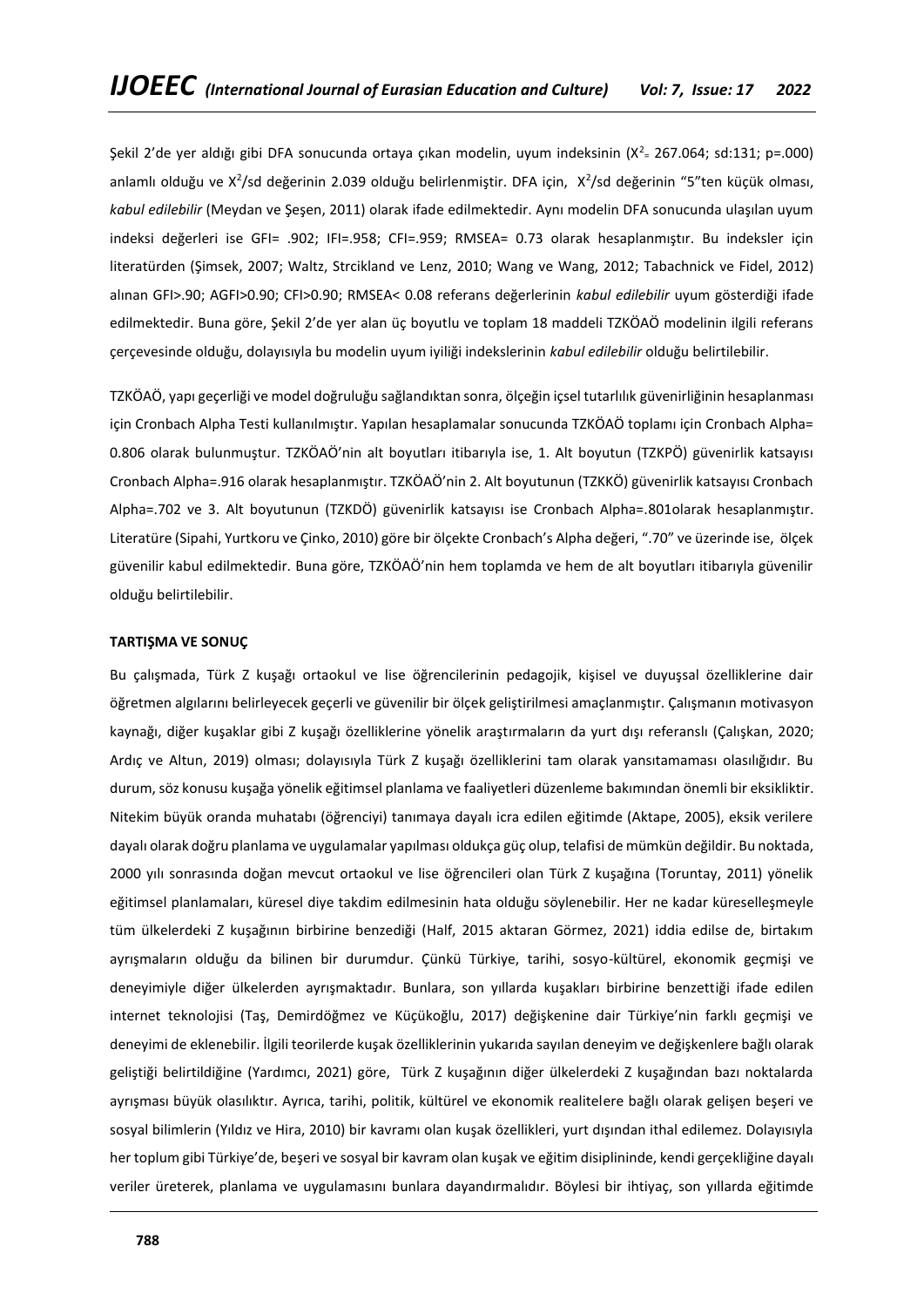Şekil 2'de yer aldığı gibi DFA sonucunda ortaya çıkan modelin, uyum indeksinin ($X^2$= 267.064; sd:131; p=.000) anlamlı olduğu ve $X^2$/sd değerinin 2.039 olduğu belirlenmiştir. DFA için, $X^2$/sd değerinin "5"ten küçük olması, *kabul edilebilir* (Meydan ve Şeşen, 2011) olarak ifade edilmektedir. Aynı modelin DFA sonucunda ulaşılan uyum indeksi değerleri ise GFI= .902; IFI=.958; CFI=.959; RMSEA= 0.73 olarak hesaplanmıştır. Bu indeksler için literatürden (Şimsek, 2007; Waltz, Strcikland ve Lenz, 2010; Wang ve Wang, 2012; Tabachnick ve Fidel, 2012) alınan GFI>.90; AGFI>0.90; CFI>0.90; RMSEA< 0.08 referans değerlerinin *kabul edilebilir* uyum gösterdiği ifade edilmektedir. Buna göre, Şekil 2'de yer alan üç boyutlu ve toplam 18 maddeli TZKÖAÖ modelinin ilgili referans çerçevesinde olduğu, dolayısıyla bu modelin uyum iyiliği indekslerinin *kabul edilebilir* olduğu belirtilebilir.

TZKÖAÖ, yapı geçerliği ve model doğruluğu sağlandıktan sonra, ölçeğin içsel tutarlılık güvenirliğinin hesaplanması için Cronbach Alpha Testi kullanılmıştır. Yapılan hesaplamalar sonucunda TZKÖAÖ toplamı için Cronbach Alpha= 0.806 olarak bulunmuştur. TZKÖAÖ'nin alt boyutları itibarıyla ise, 1. Alt boyutun (TZKPÖ) güvenirlik katsayısı Cronbach Alpha=.916 olarak hesaplanmıştır. TZKÖAÖ'nin 2. Alt boyutunun (TZKKÖ) güvenirlik katsayısı Cronbach Alpha=.702 ve 3. Alt boyutunun (TZKDÖ) güvenirlik katsayısı ise Cronbach Alpha=.801olarak hesaplanmıştır. Literatüre (Sipahi, Yurtkoru ve Çinko, 2010) göre bir ölçekte Cronbach's Alpha değeri, ".70" ve üzerinde ise, ölçek güvenilir kabul edilmektedir. Buna göre, TZKÖAÖ'nin hem toplamda ve hem de alt boyutları itibarıyla güvenilir olduğu belirtilebilir.

**TARTIŞMA VE SONUÇ**

Bu çalışmada, Türk Z kuşağı ortaokul ve lise öğrencilerinin pedagojik, kişisel ve duyuşsal özelliklerine dair öğretmen algılarını belirleyecek geçerli ve güvenilir bir ölçek geliştirilmesi amaçlanmıştır. Çalışmanın motivasyon kaynağı, diğer kuşaklar gibi Z kuşağı özelliklerine yönelik araştırmaların da yurt dışı referanslı (Çalışkan, 2020; Ardıç ve Altun, 2019) olması; dolayısıyla Türk Z kuşağı özelliklerini tam olarak yansıtamaması olasılığıdır. Bu durum, söz konusu kuşağa yönelik eğitimsel planlama ve faaliyetleri düzenleme bakımından önemli bir eksikliktir. Nitekim büyük oranda muhatabı (öğrenciyi) tanımaya dayalı icra edilen eğitimde (Aktape, 2005), eksik verilere dayalı olarak doğru planlama ve uygulamalar yapılması oldukça güç olup, telafisi de mümkün değildir. Bu noktada, 2000 yılı sonrasında doğan mevcut ortaokul ve lise öğrencileri olan Türk Z kuşağına (Toruntay, 2011) yönelik eğitimsel planlamaları, küresel diye takdim edilmesinin hata olduğu söylenebilir. Her ne kadar küreselleşmeyle tüm ülkelerdeki Z kuşağının birbirine benzediği (Half, 2015 aktaran Görmez, 2021) iddia edilse de, birtakım ayrışmaların olduğu da bilinen bir durumdur. Çünkü Türkiye, tarihi, sosyo-kültürel, ekonomik geçmişi ve deneyimiyle diğer ülkelerden ayrışmaktadır. Bunlara, son yıllarda kuşakları birbirine benzettiği ifade edilen internet teknolojisi (Taş, Demirdöğmez ve Küçükoğlu, 2017) değişkenine dair Türkiye'nin farklı geçmişi ve deneyimi de eklenebilir. İlgili teorilerde kuşak özelliklerinin yukarıda sayılan deneyim ve değişkenlere bağlı olarak geliştiği belirtildiğine (Yardımcı, 2021) göre, Türk Z kuşağının diğer ülkelerdeki Z kuşağından bazı noktalarda ayrışması büyük olasılıktır. Ayrıca, tarihi, politik, kültürel ve ekonomik realitelere bağlı olarak gelişen beşeri ve sosyal bilimlerin (Yıldız ve Hira, 2010) bir kavramı olan kuşak özellikleri, yurt dışından ithal edilemez. Dolayısıyla her toplum gibi Türkiye'de, beşeri ve sosyal bir kavram olan kuşak ve eğitim disiplininde, kendi gerçekliğine dayalı veriler üreterek, planlama ve uygulamasını bunlara dayandırmalıdır. Böylesi bir ihtiyaç, son yıllarda eğitimde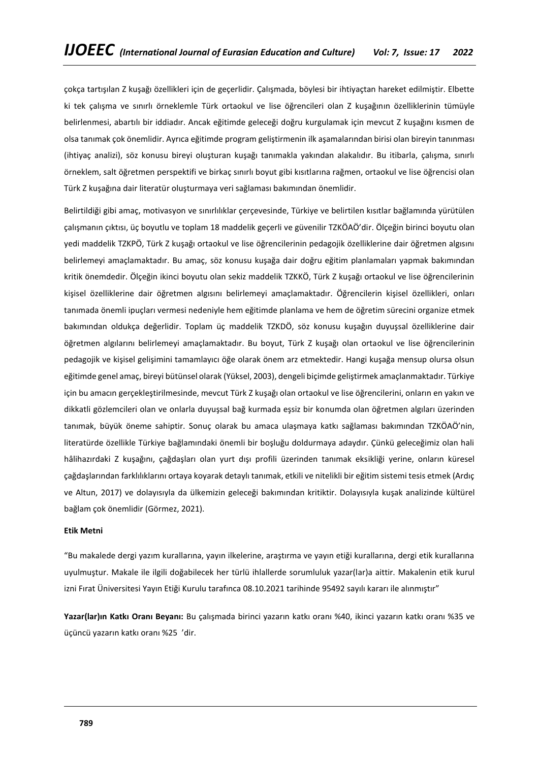çokça tartışılan Z kuşağı özellikleri için de geçerlidir. Çalışmada, böylesi bir ihtiyaçtan hareket edilmiştir. Elbette ki tek çalışma ve sınırlı örneklemle Türk ortaokul ve lise öğrencileri olan Z kuşağının özelliklerinin tümüyle belirlenmesi, abartılı bir iddiadır. Ancak eğitimde geleceği doğru kurgulamak için mevcut Z kuşağını kısmen de olsa tanımak çok önemlidir. Ayrıca eğitimde program geliştirmenin ilk aşamalarından birisi olan bireyin tanınması (ihtiyaç analizi), söz konusu bireyi oluşturan kuşağı tanımakla yakından alakalıdır. Bu itibarla, çalışma, sınırlı örneklem, salt öğretmen perspektifi ve birkaç sınırlı boyut gibi kısıtlarına rağmen, ortaokul ve lise öğrencisi olan Türk Z kuşağına dair literatür oluşturmaya veri sağlaması bakımından önemlidir.

Belirtildiği gibi amaç, motivasyon ve sınırlılıklar çerçevesinde, Türkiye ve belirtilen kısıtlar bağlamında yürütülen çalışmanın çıktısı, üç boyutlu ve toplam 18 maddelik geçerli ve güvenilir TZKÖAÖ'dir. Ölçeğin birinci boyutu olan yedi maddelik TZKPÖ, Türk Z kuşağı ortaokul ve lise öğrencilerinin pedagojik özelliklerine dair öğretmen algısını belirlemeyi amaçlamaktadır. Bu amaç, söz konusu kuşağa dair doğru eğitim planlamaları yapmak bakımından kritik önemdedir. Ölçeğin ikinci boyutu olan sekiz maddelik TZKKÖ, Türk Z kuşağı ortaokul ve lise öğrencilerinin kişisel özelliklerine dair öğretmen algısını belirlemeyi amaçlamaktadır. Öğrencilerin kişisel özellikleri, onları tanımada önemli ipuçları vermesi nedeniyle hem eğitimde planlama ve hem de öğretim sürecini organize etmek bakımından oldukça değerlidir. Toplam üç maddelik TZKDÖ, söz konusu kuşağın duyuşsal özelliklerine dair öğretmen algılarını belirlemeyi amaçlamaktadır. Bu boyut, Türk Z kuşağı olan ortaokul ve lise öğrencilerinin pedagojik ve kişisel gelişimini tamamlayıcı öğe olarak önem arz etmektedir. Hangi kuşağa mensup olursa olsun eğitimde genel amaç, bireyi bütünsel olarak (Yüksel, 2003), dengeli biçimde geliştirmek amaçlanmaktadır. Türkiye için bu amacın gerçekleştirilmesinde, mevcut Türk Z kuşağı olan ortaokul ve lise öğrencilerini, onların en yakın ve dikkatli gözlemcileri olan ve onlarla duyuşsal bağ kurmada eşsiz bir konumda olan öğretmen algıları üzerinden tanımak, büyük öneme sahiptir. Sonuç olarak bu amaca ulaşmaya katkı sağlaması bakımından TZKÖAÖ'nin, literatürde özellikle Türkiye bağlamındaki önemli bir boşluğu doldurmaya adaydır. Çünkü geleceğimiz olan hali hâlihazırdaki Z kuşağını, çağdaşları olan yurt dışı profili üzerinden tanımak eksikliği yerine, onların küresel çağdaşlarından farklılıklarını ortaya koyarak detaylı tanımak, etkili ve nitelikli bir eğitim sistemi tesis etmek (Ardıç ve Altun, 2017) ve dolayısıyla da ülkemizin geleceği bakımından kritiktir. Dolayısıyla kuşak analizinde kültürel bağlam çok önemlidir (Görmez, 2021).

**Etik Metni**

"Bu makalede dergi yazım kurallarına, yayın ilkelerine, araştırma ve yayın etiği kurallarına, dergi etik kurallarına uyulmuştur. Makale ile ilgili doğabilecek her türlü ihlallerde sorumluluk yazar(lar)a aittir. Makalenin etik kurul izni Fırat Üniversitesi Yayın Etiği Kurulu tarafınca 08.10.2021 tarihinde 95492 sayılı kararı ile alınmıştır"

**Yazar(lar)ın Katkı Oranı Beyanı:** Bu çalışmada birinci yazarın katkı oranı %40, ikinci yazarın katkı oranı %35 ve üçüncü yazarın katkı oranı %25 'dir.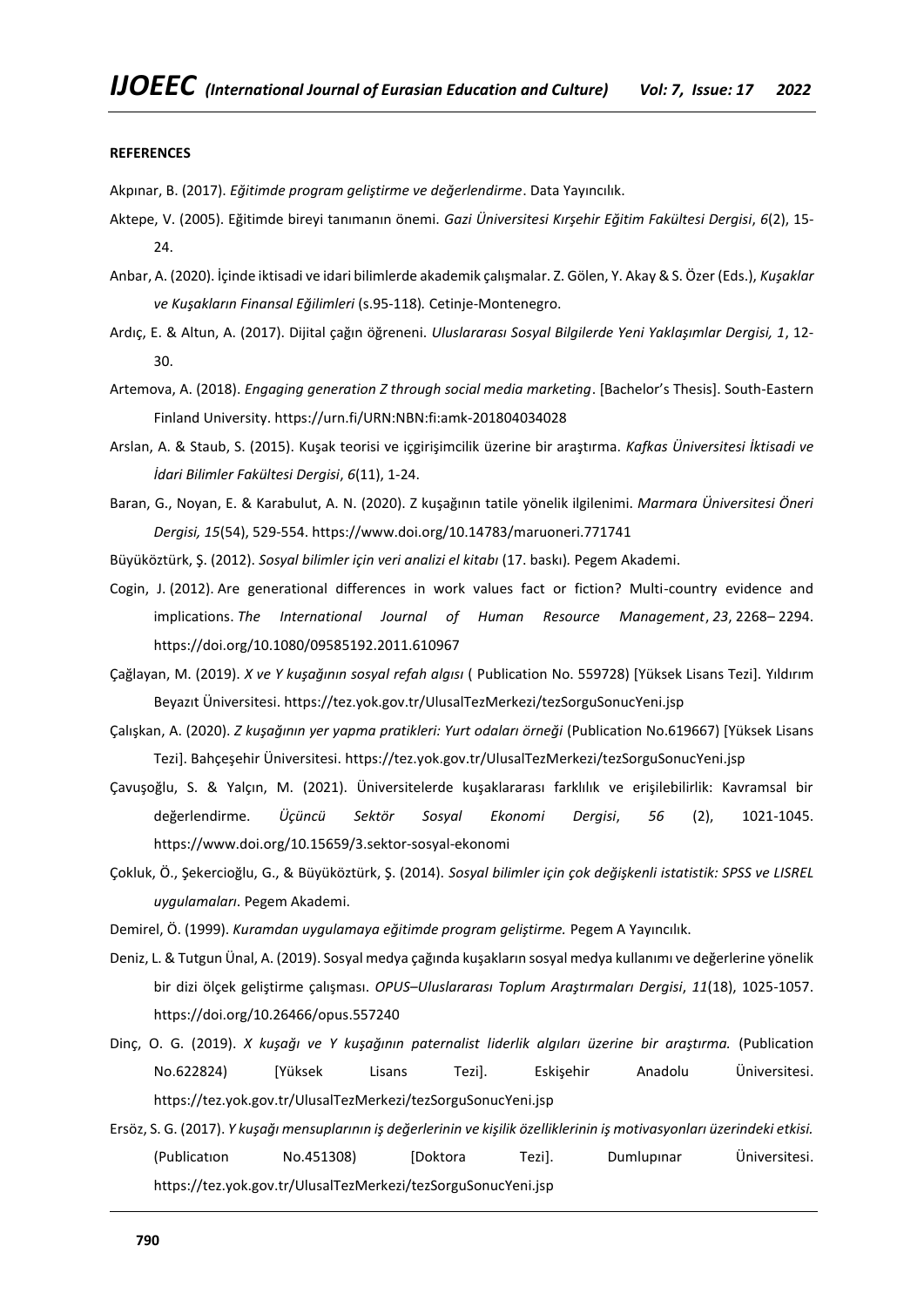**REFERENCES**

Akpınar, B. (2017). *Eğitimde program geliştirme ve değerlendirme*. Data Yayıncılık.

Aktepe, V. (2005). Eğitimde bireyi tanımanın önemi. *Gazi Üniversitesi Kırşehir Eğitim Fakültesi Dergisi*, *6*(2), 15-24.

Anbar, A. (2020). İçinde iktisadi ve idari bilimlerde akademik çalışmalar. Z. Gölen, Y. Akay & S. Özer (Eds.), *Kuşaklar ve Kuşakların Finansal Eğilimleri* (s.95-118)*.* Cetinje-Montenegro.

Ardıç, E. & Altun, A. (2017). Dijital çağın öğreneni. *Uluslararası Sosyal Bilgilerde Yeni Yaklaşımlar Dergisi, 1*, 12-30.

Artemova, A. (2018). *Engaging generation Z through social media marketing*. [Bachelor's Thesis]. South-Eastern Finland University. https://urn.fi/URN:NBN:fi:amk-201804034028

Arslan, A. & Staub, S. (2015). Kuşak teorisi ve içgirişimcilik üzerine bir araştırma. *Kafkas Üniversitesi İktisadi ve İdari Bilimler Fakültesi Dergisi*, *6*(11), 1-24.

Baran, G., Noyan, E. & Karabulut, A. N. (2020). Z kuşağının tatile yönelik ilgilenimi. *Marmara Üniversitesi Öneri Dergisi, 15*(54), 529-554. https://www.doi.org/10.14783/maruoneri.771741

Büyüköztürk, Ş. (2012). *Sosyal bilimler için veri analizi el kitabı* (17. baskı)*.* Pegem Akademi.

Cogin, J. (2012). Are generational differences in work values fact or fiction? Multi-country evidence and implications. *The International Journal of Human Resource Management*, *23*, 2268– 2294. https://doi.org/10.1080/09585192.2011.610967

Çağlayan, M. (2019). *X ve Y kuşağının sosyal refah algısı* ( Publication No. 559728) [Yüksek Lisans Tezi]. Yıldırım Beyazıt Üniversitesi. https://tez.yok.gov.tr/UlusalTezMerkezi/tezSorguSonucYeni.jsp

Çalışkan, A. (2020). *Z kuşağının yer yapma pratikleri: Yurt odaları örneği* (Publication No.619667) [Yüksek Lisans Tezi]. Bahçeşehir Üniversitesi. https://tez.yok.gov.tr/UlusalTezMerkezi/tezSorguSonucYeni.jsp

Çavuşoğlu, S. & Yalçın, M. (2021). Üniversitelerde kuşaklararası farklılık ve erişilebilirlik: Kavramsal bir değerlendirme. *Üçüncü Sektör Sosyal Ekonomi Dergisi*, *56* (2), 1021-1045. https://www.doi.org/10.15659/3.sektor-sosyal-ekonomi

Çokluk, Ö., Şekercioğlu, G., & Büyüköztürk, Ş. (2014). *Sosyal bilimler için çok değişkenli istatistik: SPSS ve LISREL uygulamaları*. Pegem Akademi.

Demirel, Ö. (1999). *Kuramdan uygulamaya eğitimde program geliştirme.* Pegem A Yayıncılık.

Deniz, L. & Tutgun Ünal, A. (2019). Sosyal medya çağında kuşakların sosyal medya kullanımı ve değerlerine yönelik bir dizi ölçek geliştirme çalışması. *OPUS–Uluslararası Toplum Araştırmaları Dergisi*, *11*(18), 1025-1057. https://doi.org/10.26466/opus.557240

Dinç, O. G. (2019). *X kuşağı ve Y kuşağının paternalist liderlik algıları üzerine bir araştırma.* (Publication No.622824) [Yüksek Lisans Tezi]. Eskişehir Anadolu Üniversitesi. https://tez.yok.gov.tr/UlusalTezMerkezi/tezSorguSonucYeni.jsp

Ersöz, S. G. (2017). *Y kuşağı mensuplarının iş değerlerinin ve kişilik özelliklerinin iş motivasyonları üzerindeki etkisi.* (Publicatıon No.451308) [Doktora Tezi]. Dumlupınar Üniversitesi. https://tez.yok.gov.tr/UlusalTezMerkezi/tezSorguSonucYeni.jsp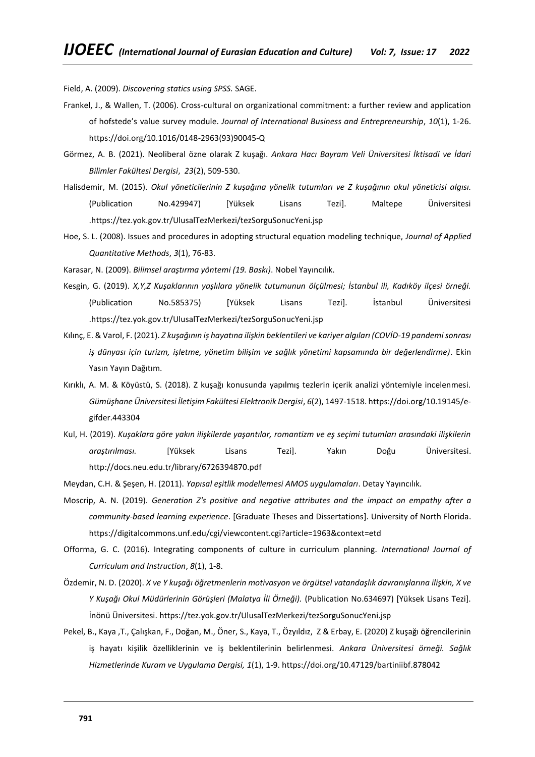Field, A. (2009). *Discovering statics using SPSS.* SAGE.

Frankel, J., & Wallen, T. (2006). Cross-cultural on organizational commitment: a further review and application of hofstede's value survey module. *Journal of International Business and Entrepreneurship*, *10*(1), 1-26. https://doi.org/10.1016/0148-2963(93)90045-Q

Görmez, A. B. (2021). Neoliberal özne olarak Z kuşağı. *Ankara Hacı Bayram Veli Üniversitesi İktisadi ve İdari Bilimler Fakültesi Dergisi*, *23*(2), 509-530.

Halisdemir, M. (2015). *Okul yöneticilerinin Z kuşağına yönelik tutumları ve Z kuşağının okul yöneticisi algısı.* (Publication No.429947) [Yüksek Lisans Tezi]. Maltepe Üniversitesi .https://tez.yok.gov.tr/UlusalTezMerkezi/tezSorguSonucYeni.jsp

Hoe, S. L. (2008). Issues and procedures in adopting structural equation modeling technique, *Journal of Applied Quantitative Methods*, *3*(1), 76-83.

Karasar, N. (2009). *Bilimsel araştırma yöntemi (19. Baskı)*. Nobel Yayıncılık.

Kesgin, G. (2019). *X,Y,Z Kuşaklarının yaşlılara yönelik tutumunun ölçülmesi; İstanbul ili, Kadıköy ilçesi örneği.* (Publication No.585375) [Yüksek Lisans Tezi]. İstanbul Üniversitesi .https://tez.yok.gov.tr/UlusalTezMerkezi/tezSorguSonucYeni.jsp

Kılınç, E. & Varol, F. (2021). *Z kuşağının iş hayatına ilişkin beklentileri ve kariyer algıları (COVİD-19 pandemi sonrası iş dünyası için turizm, işletme, yönetim bilişim ve sağlık yönetimi kapsamında bir değerlendirme)*. Ekin Yasın Yayın Dağıtım.

Kırıklı, A. M. & Köyüstü, S. (2018). Z kuşağı konusunda yapılmış tezlerin içerik analizi yöntemiyle incelenmesi. *Gümüşhane Üniversitesi İletişim Fakültesi Elektronik Dergisi*, *6*(2), 1497-1518. https://doi.org/10.19145/e-gifder.443304

Kul, H. (2019). *Kuşaklara göre yakın ilişkilerde yaşantılar, romantizm ve eş seçimi tutumları arasındaki ilişkilerin araştırılması.* [Yüksek Lisans Tezi]. Yakın Doğu Üniversitesi. http://docs.neu.edu.tr/library/6726394870.pdf

Meydan, C.H. & Şeşen, H. (2011). *Yapısal eşitlik modellemesi AMOS uygulamaları*. Detay Yayıncılık.

Moscrip, A. N. (2019). *Generation Z's positive and negative attributes and the impact on empathy after a community-based learning experience*. [Graduate Theses and Dissertations]. University of North Florida. https://digitalcommons.unf.edu/cgi/viewcontent.cgi?article=1963&context=etd

Offorma, G. C. (2016). Integrating components of culture in curriculum planning. *International Journal of Curriculum and Instruction*, *8*(1), 1-8.

Özdemir, N. D. (2020). *X ve Y kuşağı öğretmenlerin motivasyon ve örgütsel vatandaşlık davranışlarına ilişkin, X ve Y Kuşağı Okul Müdürlerinin Görüşleri (Malatya İli Örneği).* (Publication No.634697) [Yüksek Lisans Tezi]. İnönü Üniversitesi. https://tez.yok.gov.tr/UlusalTezMerkezi/tezSorguSonucYeni.jsp

Pekel, B., Kaya ,T., Çalışkan, F., Doğan, M., Öner, S., Kaya, T., Özyıldız, Z & Erbay, E. (2020) Z kuşağı öğrencilerinin iş hayatı kişilik özelliklerinin ve iş beklentilerinin belirlenmesi. *Ankara Üniversitesi örneği. Sağlık Hizmetlerinde Kuram ve Uygulama Dergisi, 1*(1), 1-9. https://doi.org/10.47129/bartiniibf.878042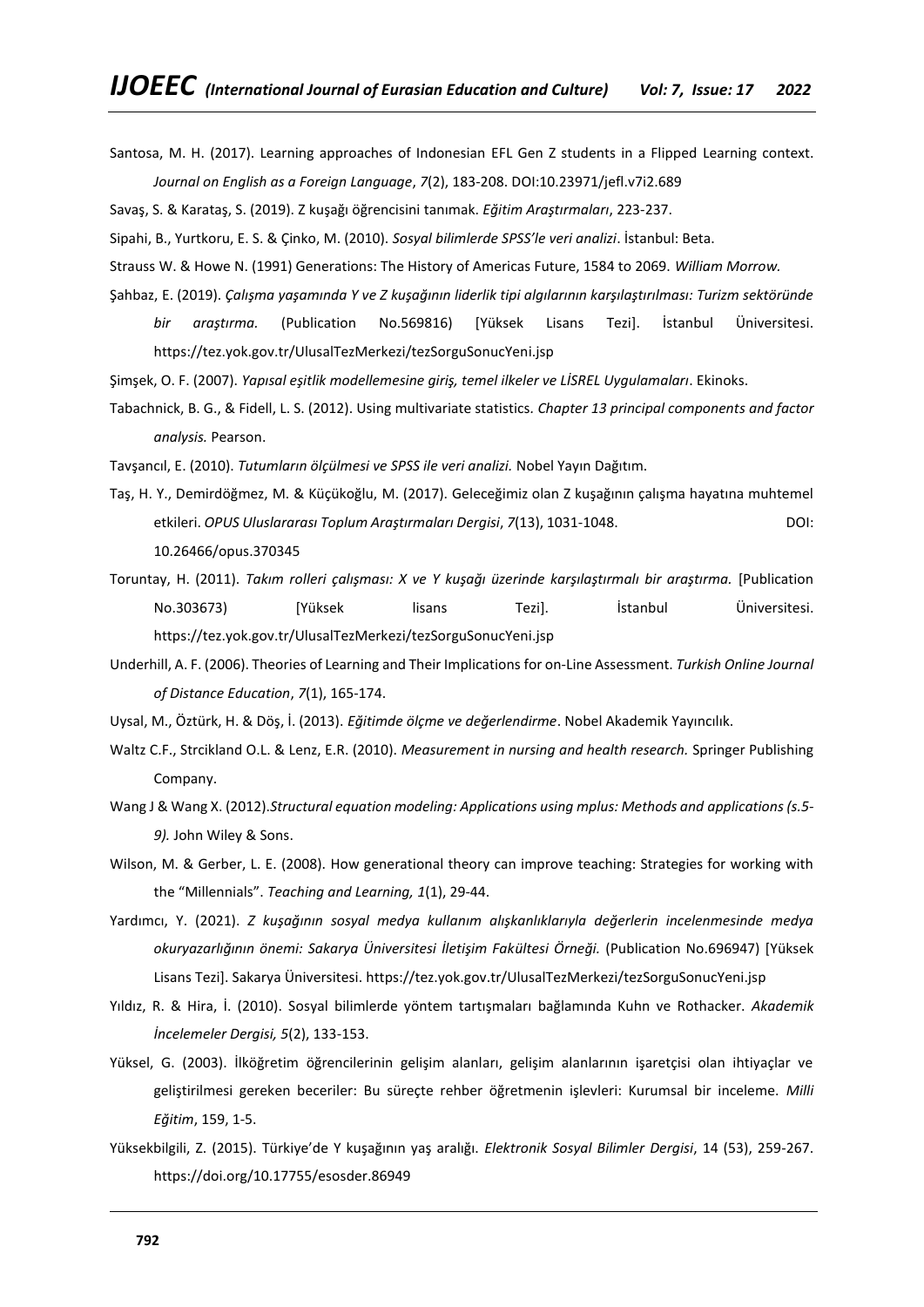Santosa, M. H. (2017). Learning approaches of Indonesian EFL Gen Z students in a Flipped Learning context. *Journal on English as a Foreign Language*, *7*(2), 183-208. DOI:10.23971/jefl.v7i2.689

Savaş, S. & Karataş, S. (2019). Z kuşağı öğrencisini tanımak. *Eğitim Araştırmaları*, 223-237.

Sipahi, B., Yurtkoru, E. S. & Çinko, M. (2010). *Sosyal bilimlerde SPSS'le veri analizi*. İstanbul: Beta.

Strauss W. & Howe N. (1991) Generations: The History of Americas Future, 1584 to 2069. *William Morrow.*

Şahbaz, E. (2019). *Çalışma yaşamında Y ve Z kuşağının liderlik tipi algılarının karşılaştırılması: Turizm sektöründe bir araştırma.* (Publication No.569816) [Yüksek Lisans Tezi]. İstanbul Üniversitesi. https://tez.yok.gov.tr/UlusalTezMerkezi/tezSorguSonucYeni.jsp

Şimşek, O. F. (2007). *Yapısal eşitlik modellemesine giriş, temel ilkeler ve LİSREL Uygulamaları*. Ekinoks.

Tabachnick, B. G., & Fidell, L. S. (2012). Using multivariate statistics. *Chapter 13 principal components and factor analysis.* Pearson.

Tavşancıl, E. (2010). *Tutumların ölçülmesi ve SPSS ile veri analizi.* Nobel Yayın Dağıtım.

Taş, H. Y., Demirdöğmez, M. & Küçükoğlu, M. (2017). Geleceğimiz olan Z kuşağının çalışma hayatına muhtemel etkileri. *OPUS Uluslararası Toplum Araştırmaları Dergisi*, *7*(13), 1031-1048. DOI: 10.26466/opus.370345

Toruntay, H. (2011). *Takım rolleri çalışması: X ve Y kuşağı üzerinde karşılaştırmalı bir araştırma.* [Publication No.303673) [Yüksek lisans Tezi]. İstanbul Üniversitesi. https://tez.yok.gov.tr/UlusalTezMerkezi/tezSorguSonucYeni.jsp

Underhill, A. F. (2006). Theories of Learning and Their Implications for on-Line Assessment. *Turkish Online Journal of Distance Education*, *7*(1), 165-174.

Uysal, M., Öztürk, H. & Döş, İ. (2013). *Eğitimde ölçme ve değerlendirme*. Nobel Akademik Yayıncılık.

Waltz C.F., Strcikland O.L. & Lenz, E.R. (2010). *Measurement in nursing and health research.* Springer Publishing Company.

Wang J & Wang X. (2012).*Structural equation modeling: Applications using mplus: Methods and applications (s.5-9).* John Wiley & Sons.

Wilson, M. & Gerber, L. E. (2008). How generational theory can improve teaching: Strategies for working with the "Millennials". *Teaching and Learning, 1*(1), 29-44.

Yardımcı, Y. (2021). *Z kuşağının sosyal medya kullanım alışkanlıklarıyla değerlerin incelenmesinde medya okuryazarlığının önemi: Sakarya Üniversitesi İletişim Fakültesi Örneği.* (Publication No.696947) [Yüksek Lisans Tezi]. Sakarya Üniversitesi. https://tez.yok.gov.tr/UlusalTezMerkezi/tezSorguSonucYeni.jsp

Yıldız, R. & Hira, İ. (2010). Sosyal bilimlerde yöntem tartışmaları bağlamında Kuhn ve Rothacker. *Akademik İncelemeler Dergisi, 5*(2), 133-153.

Yüksel, G. (2003). İlköğretim öğrencilerinin gelişim alanları, gelişim alanlarının işaretçisi olan ihtiyaçlar ve geliştirilmesi gereken beceriler: Bu süreçte rehber öğretmenin işlevleri: Kurumsal bir inceleme. *Milli Eğitim*, 159, 1-5.

Yüksekbilgili, Z. (2015). Türkiye'de Y kuşağının yaş aralığı. *Elektronik Sosyal Bilimler Dergisi*, 14 (53), 259-267. https://doi.org/10.17755/esosder.86949